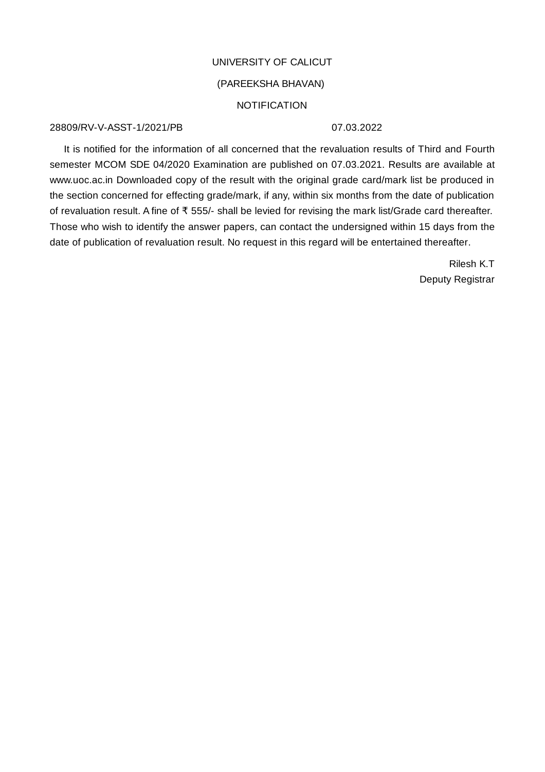UNIVERSITY OF CALICUT

(PAREEKSHA BHAVAN)

NOTIFICATION

28809/RV-V-ASST-1/2021/PB 07.03.2022

It is notified for the information of all concerned that the revaluation results of Third and Fourth semester MCOM SDE 04/2020 Examination are published on 07.03.2021. Results are available at www.uoc.ac.in Downloaded copy of the result with the original grade card/mark list be produced in the section concerned for effecting grade/mark, if any, within six months from the date of publication of revaluation result. A fine of ₹ 555/- shall be levied for revising the mark list/Grade card thereafter. Those who wish to identify the answer papers, can contact the undersigned within 15 days from the date of publication of revaluation result. No request in this regard will be entertained thereafter.

Rilesh K.T

Deputy Registrar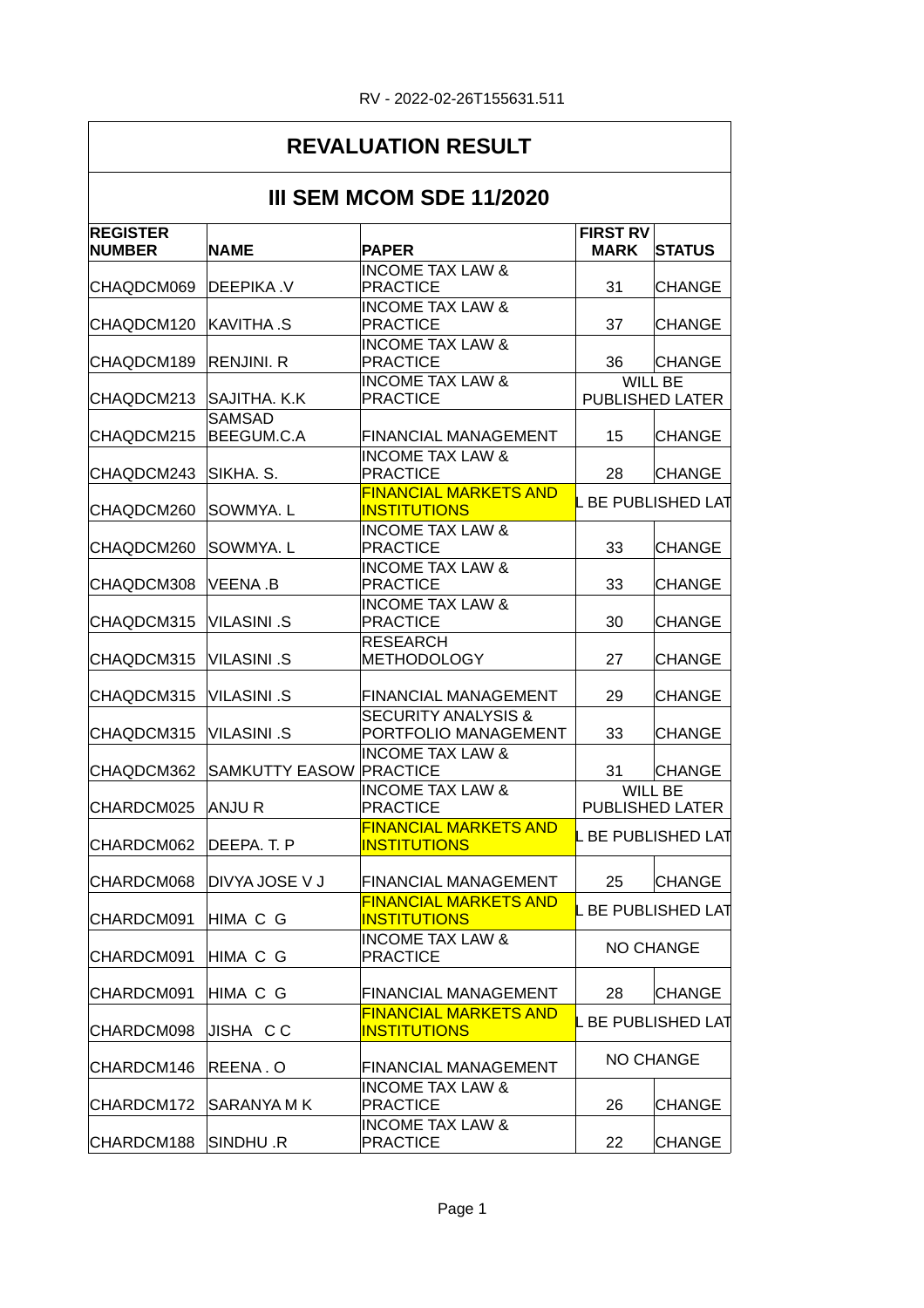RV - 2022-02-26T155631.511

# REVALUATION RESULT

## III SEM MCOM SDE 11/2020

| REGISTER NUMBER | NAME | PAPER | FIRST RV MARK | STATUS |
|---|---|---|---|---|
| CHAQDCM069 | DEEPIKA .V | INCOME TAX LAW & PRACTICE | 31 | CHANGE |
| CHAQDCM120 | KAVITHA .S | INCOME TAX LAW & PRACTICE | 37 | CHANGE |
| CHAQDCM189 | RENJINI. R | INCOME TAX LAW & PRACTICE | 36 | CHANGE |
| CHAQDCM213 | SAJITHA. K.K | INCOME TAX LAW & PRACTICE | WILL BE PUBLISHED LATER | |
| CHAQDCM215 | SAMSAD BEEGUM.C.A | FINANCIAL MANAGEMENT | 15 | CHANGE |
| CHAQDCM243 | SIKHA. S. | INCOME TAX LAW & PRACTICE | 28 | CHANGE |
| CHAQDCM260 | SOWMYA. L | FINANCIAL MARKETS AND INSTITUTIONS | L BE PUBLISHED LAT | |
| CHAQDCM260 | SOWMYA. L | INCOME TAX LAW & PRACTICE | 33 | CHANGE |
| CHAQDCM308 | VEENA .B | INCOME TAX LAW & PRACTICE | 33 | CHANGE |
| CHAQDCM315 | VILASINI .S | INCOME TAX LAW & PRACTICE | 30 | CHANGE |
| CHAQDCM315 | VILASINI .S | RESEARCH METHODOLOGY | 27 | CHANGE |
| CHAQDCM315 | VILASINI .S | FINANCIAL MANAGEMENT | 29 | CHANGE |
| CHAQDCM315 | VILASINI .S | SECURITY ANALYSIS & PORTFOLIO MANAGEMENT | 33 | CHANGE |
| CHAQDCM362 | SAMKUTTY EASOW | INCOME TAX LAW & PRACTICE | 31 | CHANGE |
| CHARDCM025 | ANJU R | INCOME TAX LAW & PRACTICE | WILL BE PUBLISHED LATER | |
| CHARDCM062 | DEEPA. T. P | FINANCIAL MARKETS AND INSTITUTIONS | L BE PUBLISHED LAT | |
| CHARDCM068 | DIVYA JOSE V J | FINANCIAL MANAGEMENT | 25 | CHANGE |
| CHARDCM091 | HIMA C G | FINANCIAL MARKETS AND INSTITUTIONS | L BE PUBLISHED LAT | |
| CHARDCM091 | HIMA C G | INCOME TAX LAW & PRACTICE | NO CHANGE | |
| CHARDCM091 | HIMA C G | FINANCIAL MANAGEMENT | 28 | CHANGE |
| CHARDCM098 | JISHA C C | FINANCIAL MARKETS AND INSTITUTIONS | L BE PUBLISHED LAT | |
| CHARDCM146 | REENA . O | FINANCIAL MANAGEMENT | NO CHANGE | |
| CHARDCM172 | SARANYA M K | INCOME TAX LAW & PRACTICE | 26 | CHANGE |
| CHARDCM188 | SINDHU .R | INCOME TAX LAW & PRACTICE | 22 | CHANGE |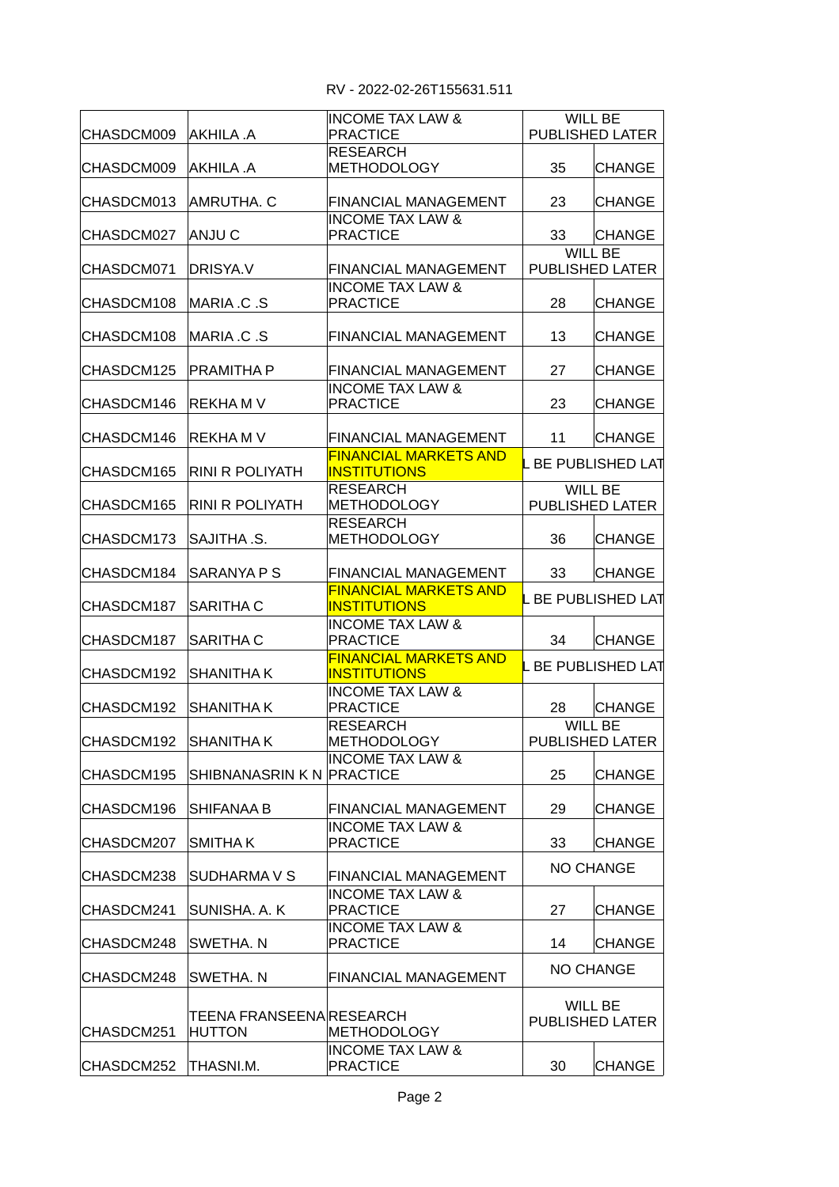RV - 2022-02-26T155631.511

| | | | | |
|---|---|---|---|---|
| CHASDCM009 | AKHILA .A | INCOME TAX LAW & PRACTICE | WILL BE PUBLISHED LATER | |
| CHASDCM009 | AKHILA .A | RESEARCH METHODOLOGY | 35 | CHANGE |
| CHASDCM013 | AMRUTHA. C | FINANCIAL MANAGEMENT | 23 | CHANGE |
| CHASDCM027 | ANJU C | INCOME TAX LAW & PRACTICE | 33 | CHANGE |
| CHASDCM071 | DRISYA.V | FINANCIAL MANAGEMENT | WILL BE PUBLISHED LATER | |
| CHASDCM108 | MARIA .C .S | INCOME TAX LAW & PRACTICE | 28 | CHANGE |
| CHASDCM108 | MARIA .C .S | FINANCIAL MANAGEMENT | 13 | CHANGE |
| CHASDCM125 | PRAMITHA P | FINANCIAL MANAGEMENT | 27 | CHANGE |
| CHASDCM146 | REKHA M V | INCOME TAX LAW & PRACTICE | 23 | CHANGE |
| CHASDCM146 | REKHA M V | FINANCIAL MANAGEMENT | 11 | CHANGE |
| CHASDCM165 | RINI R POLIYATH | FINANCIAL MARKETS AND INSTITUTIONS | L BE PUBLISHED LAT | |
| CHASDCM165 | RINI R POLIYATH | RESEARCH METHODOLOGY | WILL BE PUBLISHED LATER | |
| CHASDCM173 | SAJITHA .S. | RESEARCH METHODOLOGY | 36 | CHANGE |
| CHASDCM184 | SARANYA P S | FINANCIAL MANAGEMENT | 33 | CHANGE |
| CHASDCM187 | SARITHA C | FINANCIAL MARKETS AND INSTITUTIONS | L BE PUBLISHED LAT | |
| CHASDCM187 | SARITHA C | INCOME TAX LAW & PRACTICE | 34 | CHANGE |
| CHASDCM192 | SHANITHA K | FINANCIAL MARKETS AND INSTITUTIONS | L BE PUBLISHED LAT | |
| CHASDCM192 | SHANITHA K | INCOME TAX LAW & PRACTICE | 28 | CHANGE |
| CHASDCM192 | SHANITHA K | RESEARCH METHODOLOGY | WILL BE PUBLISHED LATER | |
| CHASDCM195 | SHIBNANASRIN K N | INCOME TAX LAW & PRACTICE | 25 | CHANGE |
| CHASDCM196 | SHIFANAA B | FINANCIAL MANAGEMENT | 29 | CHANGE |
| CHASDCM207 | SMITHA K | INCOME TAX LAW & PRACTICE | 33 | CHANGE |
| CHASDCM238 | SUDHARMA V S | FINANCIAL MANAGEMENT | NO CHANGE | |
| CHASDCM241 | SUNISHA. A. K | INCOME TAX LAW & PRACTICE | 27 | CHANGE |
| CHASDCM248 | SWETHA. N | INCOME TAX LAW & PRACTICE | 14 | CHANGE |
| CHASDCM248 | SWETHA. N | FINANCIAL MANAGEMENT | NO CHANGE | |
| CHASDCM251 | TEENA FRANSEENA HUTTON | RESEARCH METHODOLOGY | WILL BE PUBLISHED LATER | |
| CHASDCM252 | THASNI.M. | INCOME TAX LAW & PRACTICE | 30 | CHANGE |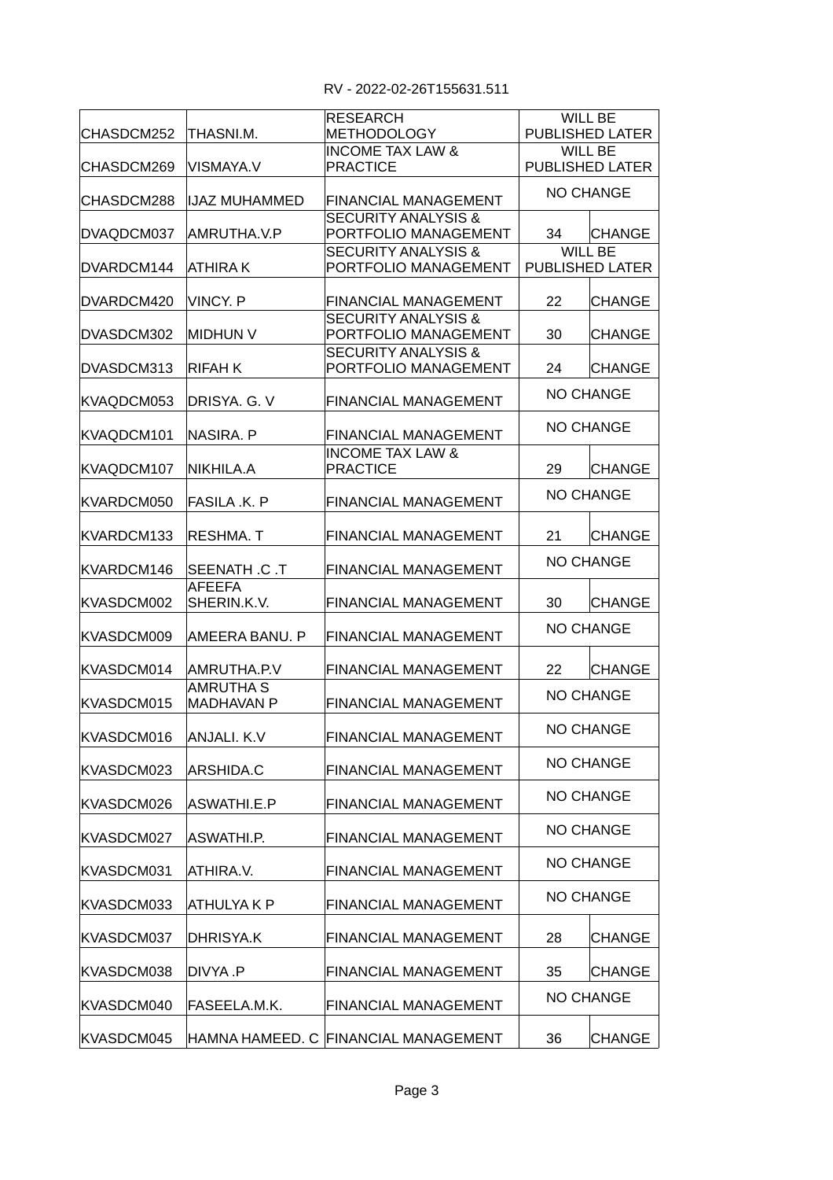RV - 2022-02-26T155631.511

| | | | | |
|---|---|---|---|---|
| CHASDCM252 | THASNI.M. | RESEARCH METHODOLOGY | WILL BE PUBLISHED LATER | |
| CHASDCM269 | VISMAYA.V | INCOME TAX LAW & PRACTICE | WILL BE PUBLISHED LATER | |
| CHASDCM288 | IJAZ MUHAMMED | FINANCIAL MANAGEMENT | NO CHANGE | |
| DVAQDCM037 | AMRUTHA.V.P | SECURITY ANALYSIS & PORTFOLIO MANAGEMENT | 34 | CHANGE |
| DVARDCM144 | ATHIRA K | SECURITY ANALYSIS & PORTFOLIO MANAGEMENT | WILL BE PUBLISHED LATER | |
| DVARDCM420 | VINCY. P | FINANCIAL MANAGEMENT | 22 | CHANGE |
| DVASDCM302 | MIDHUN V | SECURITY ANALYSIS & PORTFOLIO MANAGEMENT | 30 | CHANGE |
| DVASDCM313 | RIFAH K | SECURITY ANALYSIS & PORTFOLIO MANAGEMENT | 24 | CHANGE |
| KVAQDCM053 | DRISYA. G. V | FINANCIAL MANAGEMENT | NO CHANGE | |
| KVAQDCM101 | NASIRA. P | FINANCIAL MANAGEMENT | NO CHANGE | |
| KVAQDCM107 | NIKHILA.A | INCOME TAX LAW & PRACTICE | 29 | CHANGE |
| KVARDCM050 | FASILA .K. P | FINANCIAL MANAGEMENT | NO CHANGE | |
| KVARDCM133 | RESHMA. T | FINANCIAL MANAGEMENT | 21 | CHANGE |
| KVARDCM146 | SEENATH .C .T | FINANCIAL MANAGEMENT | NO CHANGE | |
| KVASDCM002 | AFEEFA SHERIN.K.V. | FINANCIAL MANAGEMENT | 30 | CHANGE |
| KVASDCM009 | AMEERA BANU. P | FINANCIAL MANAGEMENT | NO CHANGE | |
| KVASDCM014 | AMRUTHA.P.V | FINANCIAL MANAGEMENT | 22 | CHANGE |
| KVASDCM015 | AMRUTHA S MADHAVAN P | FINANCIAL MANAGEMENT | NO CHANGE | |
| KVASDCM016 | ANJALI. K.V | FINANCIAL MANAGEMENT | NO CHANGE | |
| KVASDCM023 | ARSHIDA.C | FINANCIAL MANAGEMENT | NO CHANGE | |
| KVASDCM026 | ASWATHI.E.P | FINANCIAL MANAGEMENT | NO CHANGE | |
| KVASDCM027 | ASWATHI.P. | FINANCIAL MANAGEMENT | NO CHANGE | |
| KVASDCM031 | ATHIRA.V. | FINANCIAL MANAGEMENT | NO CHANGE | |
| KVASDCM033 | ATHULYA K P | FINANCIAL MANAGEMENT | NO CHANGE | |
| KVASDCM037 | DHRISYA.K | FINANCIAL MANAGEMENT | 28 | CHANGE |
| KVASDCM038 | DIVYA .P | FINANCIAL MANAGEMENT | 35 | CHANGE |
| KVASDCM040 | FASEELA.M.K. | FINANCIAL MANAGEMENT | NO CHANGE | |
| KVASDCM045 | HAMNA HAMEED. C | FINANCIAL MANAGEMENT | 36 | CHANGE |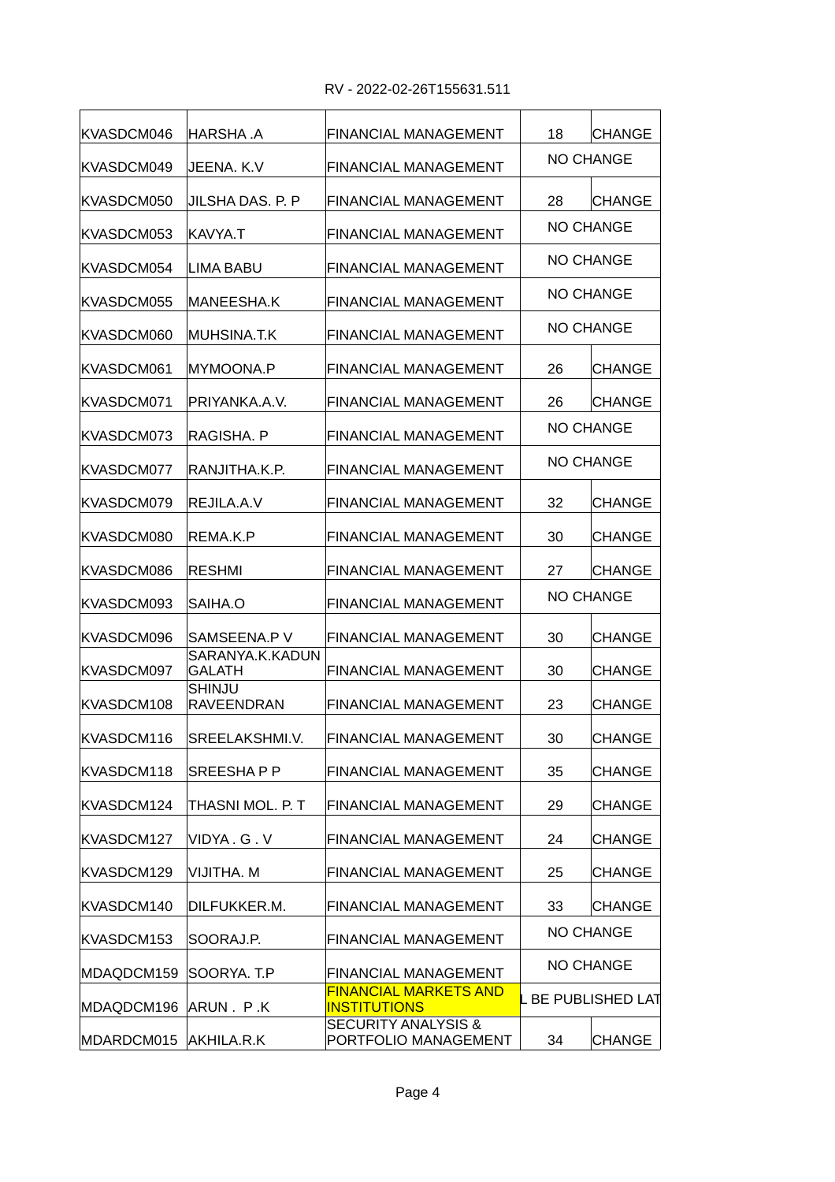RV - 2022-02-26T155631.511

| | | | | |
|---|---|---|---|---|
| KVASDCM046 | HARSHA .A | FINANCIAL MANAGEMENT | 18 | CHANGE |
| KVASDCM049 | JEENA. K.V | FINANCIAL MANAGEMENT | NO CHANGE | |
| KVASDCM050 | JILSHA DAS. P. P | FINANCIAL MANAGEMENT | 28 | CHANGE |
| KVASDCM053 | KAVYA.T | FINANCIAL MANAGEMENT | NO CHANGE | |
| KVASDCM054 | LIMA BABU | FINANCIAL MANAGEMENT | NO CHANGE | |
| KVASDCM055 | MANEESHA.K | FINANCIAL MANAGEMENT | NO CHANGE | |
| KVASDCM060 | MUHSINA.T.K | FINANCIAL MANAGEMENT | NO CHANGE | |
| KVASDCM061 | MYMOONA.P | FINANCIAL MANAGEMENT | 26 | CHANGE |
| KVASDCM071 | PRIYANKA.A.V. | FINANCIAL MANAGEMENT | 26 | CHANGE |
| KVASDCM073 | RAGISHA. P | FINANCIAL MANAGEMENT | NO CHANGE | |
| KVASDCM077 | RANJITHA.K.P. | FINANCIAL MANAGEMENT | NO CHANGE | |
| KVASDCM079 | REJILA.A.V | FINANCIAL MANAGEMENT | 32 | CHANGE |
| KVASDCM080 | REMA.K.P | FINANCIAL MANAGEMENT | 30 | CHANGE |
| KVASDCM086 | RESHMI | FINANCIAL MANAGEMENT | 27 | CHANGE |
| KVASDCM093 | SAIHA.O | FINANCIAL MANAGEMENT | NO CHANGE | |
| KVASDCM096 | SAMSEENA.P V | FINANCIAL MANAGEMENT | 30 | CHANGE |
| KVASDCM097 | SARANYA.K.KADUNGALATH | FINANCIAL MANAGEMENT | 30 | CHANGE |
| KVASDCM108 | SHINJU RAVEENDRAN | FINANCIAL MANAGEMENT | 23 | CHANGE |
| KVASDCM116 | SREELAKSHMI.V. | FINANCIAL MANAGEMENT | 30 | CHANGE |
| KVASDCM118 | SREESHA P P | FINANCIAL MANAGEMENT | 35 | CHANGE |
| KVASDCM124 | THASNI MOL. P. T | FINANCIAL MANAGEMENT | 29 | CHANGE |
| KVASDCM127 | VIDYA . G . V | FINANCIAL MANAGEMENT | 24 | CHANGE |
| KVASDCM129 | VIJITHA. M | FINANCIAL MANAGEMENT | 25 | CHANGE |
| KVASDCM140 | DILFUKKER.M. | FINANCIAL MANAGEMENT | 33 | CHANGE |
| KVASDCM153 | SOORAJ.P. | FINANCIAL MANAGEMENT | NO CHANGE | |
| MDAQDCM159 | SOORYA. T.P | FINANCIAL MANAGEMENT | NO CHANGE | |
| MDAQDCM196 | ARUN . P .K | FINANCIAL MARKETS AND INSTITUTIONS | L BE PUBLISHED LAT | |
| MDARDCM015 | AKHILA.R.K | SECURITY ANALYSIS & PORTFOLIO MANAGEMENT | 34 | CHANGE |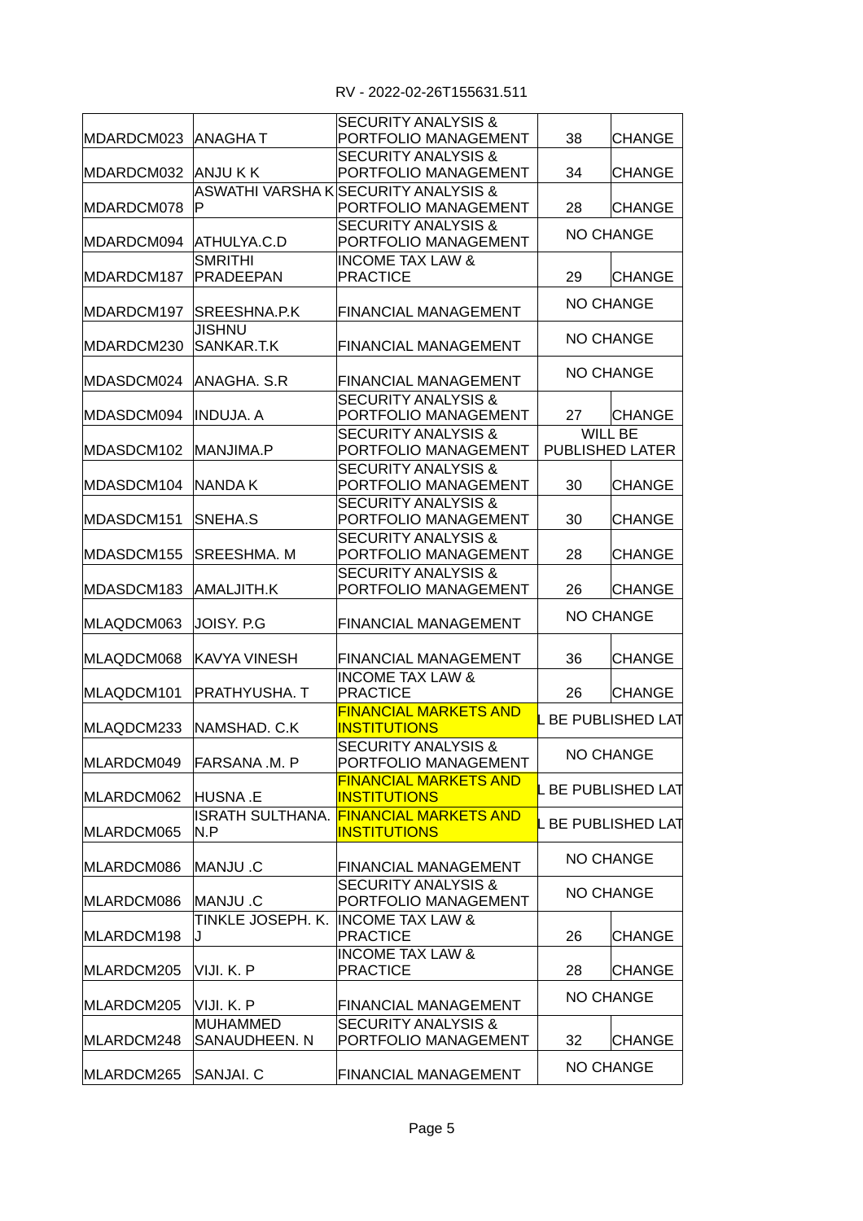RV - 2022-02-26T155631.511

| | | | | |
|---|---|---|---|---|
| MDARDCM023 | ANAGHA T | SECURITY ANALYSIS & PORTFOLIO MANAGEMENT | 38 | CHANGE |
| MDARDCM032 | ANJU K K | SECURITY ANALYSIS & PORTFOLIO MANAGEMENT | 34 | CHANGE |
| MDARDCM078 | ASWATHI VARSHA K P | SECURITY ANALYSIS & PORTFOLIO MANAGEMENT | 28 | CHANGE |
| MDARDCM094 | ATHULYA.C.D | SECURITY ANALYSIS & PORTFOLIO MANAGEMENT | NO CHANGE | |
| MDARDCM187 | SMRITHI PRADEEPAN | INCOME TAX LAW & PRACTICE | 29 | CHANGE |
| MDARDCM197 | SREESHNA.P.K | FINANCIAL MANAGEMENT | NO CHANGE | |
| MDARDCM230 | JISHNU SANKAR.T.K | FINANCIAL MANAGEMENT | NO CHANGE | |
| MDASDCM024 | ANAGHA. S.R | FINANCIAL MANAGEMENT | NO CHANGE | |
| MDASDCM094 | INDUJA. A | SECURITY ANALYSIS & PORTFOLIO MANAGEMENT | 27 | CHANGE |
| MDASDCM102 | MANJIMA.P | SECURITY ANALYSIS & PORTFOLIO MANAGEMENT | WILL BE PUBLISHED LATER | |
| MDASDCM104 | NANDA K | SECURITY ANALYSIS & PORTFOLIO MANAGEMENT | 30 | CHANGE |
| MDASDCM151 | SNEHA.S | SECURITY ANALYSIS & PORTFOLIO MANAGEMENT | 30 | CHANGE |
| MDASDCM155 | SREESHMA. M | SECURITY ANALYSIS & PORTFOLIO MANAGEMENT | 28 | CHANGE |
| MDASDCM183 | AMALJITH.K | SECURITY ANALYSIS & PORTFOLIO MANAGEMENT | 26 | CHANGE |
| MLAQDCM063 | JOISY. P.G | FINANCIAL MANAGEMENT | NO CHANGE | |
| MLAQDCM068 | KAVYA VINESH | FINANCIAL MANAGEMENT | 36 | CHANGE |
| MLAQDCM101 | PRATHYUSHA. T | INCOME TAX LAW & PRACTICE | 26 | CHANGE |
| MLAQDCM233 | NAMSHAD. C.K | FINANCIAL MARKETS AND INSTITUTIONS | L BE PUBLISHED LAT | |
| MLARDCM049 | FARSANA .M. P | SECURITY ANALYSIS & PORTFOLIO MANAGEMENT | NO CHANGE | |
| MLARDCM062 | HUSNA .E | FINANCIAL MARKETS AND INSTITUTIONS | L BE PUBLISHED LAT | |
| MLARDCM065 | ISRATH SULTHANA. N.P | FINANCIAL MARKETS AND INSTITUTIONS | L BE PUBLISHED LAT | |
| MLARDCM086 | MANJU .C | FINANCIAL MANAGEMENT | NO CHANGE | |
| MLARDCM086 | MANJU .C | SECURITY ANALYSIS & PORTFOLIO MANAGEMENT | NO CHANGE | |
| MLARDCM198 | TINKLE JOSEPH. K. J | INCOME TAX LAW & PRACTICE | 26 | CHANGE |
| MLARDCM205 | VIJI. K. P | INCOME TAX LAW & PRACTICE | 28 | CHANGE |
| MLARDCM205 | VIJI. K. P | FINANCIAL MANAGEMENT | NO CHANGE | |
| MLARDCM248 | MUHAMMED SANAUDHEEN. N | SECURITY ANALYSIS & PORTFOLIO MANAGEMENT | 32 | CHANGE |
| MLARDCM265 | SANJAI. C | FINANCIAL MANAGEMENT | NO CHANGE | |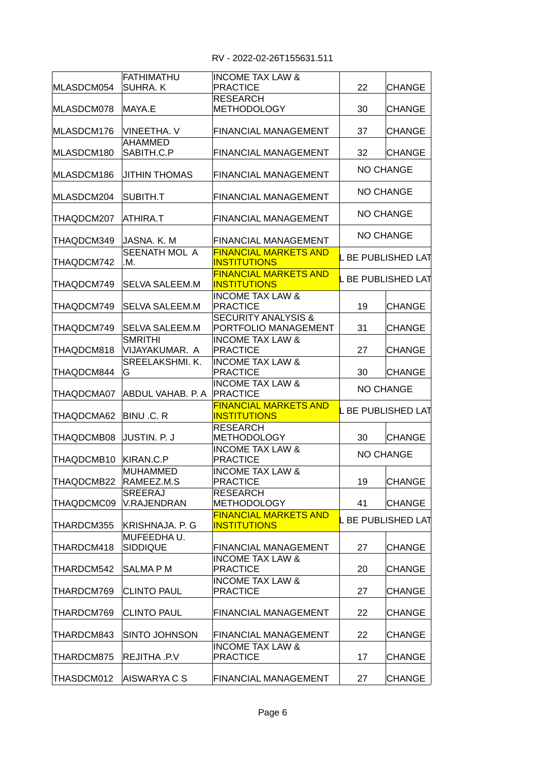RV - 2022-02-26T155631.511

| | | | | |
|---|---|---|---|---|
| MLASDCM054 | FATHIMATHU SUHRA. K | INCOME TAX LAW & PRACTICE | 22 | CHANGE |
| MLASDCM078 | MAYA.E | RESEARCH METHODOLOGY | 30 | CHANGE |
| MLASDCM176 | VINEETHA. V | FINANCIAL MANAGEMENT | 37 | CHANGE |
| MLASDCM180 | AHAMMED SABITH.C.P | FINANCIAL MANAGEMENT | 32 | CHANGE |
| MLASDCM186 | JITHIN THOMAS | FINANCIAL MANAGEMENT | NO CHANGE | |
| MLASDCM204 | SUBITH.T | FINANCIAL MANAGEMENT | NO CHANGE | |
| THAQDCM207 | ATHIRA.T | FINANCIAL MANAGEMENT | NO CHANGE | |
| THAQDCM349 | JASNA. K. M | FINANCIAL MANAGEMENT | NO CHANGE | |
| THAQDCM742 | SEENATH MOL A .M. | FINANCIAL MARKETS AND INSTITUTIONS | L BE PUBLISHED LAT | |
| THAQDCM749 | SELVA SALEEM.M | FINANCIAL MARKETS AND INSTITUTIONS | L BE PUBLISHED LAT | |
| THAQDCM749 | SELVA SALEEM.M | INCOME TAX LAW & PRACTICE | 19 | CHANGE |
| THAQDCM749 | SELVA SALEEM.M | SECURITY ANALYSIS & PORTFOLIO MANAGEMENT | 31 | CHANGE |
| THAQDCM818 | SMRITHI VIJAYAKUMAR. A | INCOME TAX LAW & PRACTICE | 27 | CHANGE |
| THAQDCM844 | SREELAKSHMI. K. G | INCOME TAX LAW & PRACTICE | 30 | CHANGE |
| THAQDCMA07 | ABDUL VAHAB. P. A | INCOME TAX LAW & PRACTICE | NO CHANGE | |
| THAQDCMA62 | BINU .C. R | FINANCIAL MARKETS AND INSTITUTIONS | L BE PUBLISHED LAT | |
| THAQDCMB08 | JUSTIN. P. J | RESEARCH METHODOLOGY | 30 | CHANGE |
| THAQDCMB10 | KIRAN.C.P | INCOME TAX LAW & PRACTICE | NO CHANGE | |
| THAQDCMB22 | MUHAMMED RAMEEZ.M.S | INCOME TAX LAW & PRACTICE | 19 | CHANGE |
| THAQDCMC09 | SREERAJ V.RAJENDRAN | RESEARCH METHODOLOGY | 41 | CHANGE |
| THARDCM355 | KRISHNAJA. P. G | FINANCIAL MARKETS AND INSTITUTIONS | L BE PUBLISHED LAT | |
| THARDCM418 | MUFEEDHA U. SIDDIQUE | FINANCIAL MANAGEMENT | 27 | CHANGE |
| THARDCM542 | SALMA P M | INCOME TAX LAW & PRACTICE | 20 | CHANGE |
| THARDCM769 | CLINTO PAUL | INCOME TAX LAW & PRACTICE | 27 | CHANGE |
| THARDCM769 | CLINTO PAUL | FINANCIAL MANAGEMENT | 22 | CHANGE |
| THARDCM843 | SINTO JOHNSON | FINANCIAL MANAGEMENT | 22 | CHANGE |
| THARDCM875 | REJITHA .P.V | INCOME TAX LAW & PRACTICE | 17 | CHANGE |
| THASDCM012 | AISWARYA C S | FINANCIAL MANAGEMENT | 27 | CHANGE |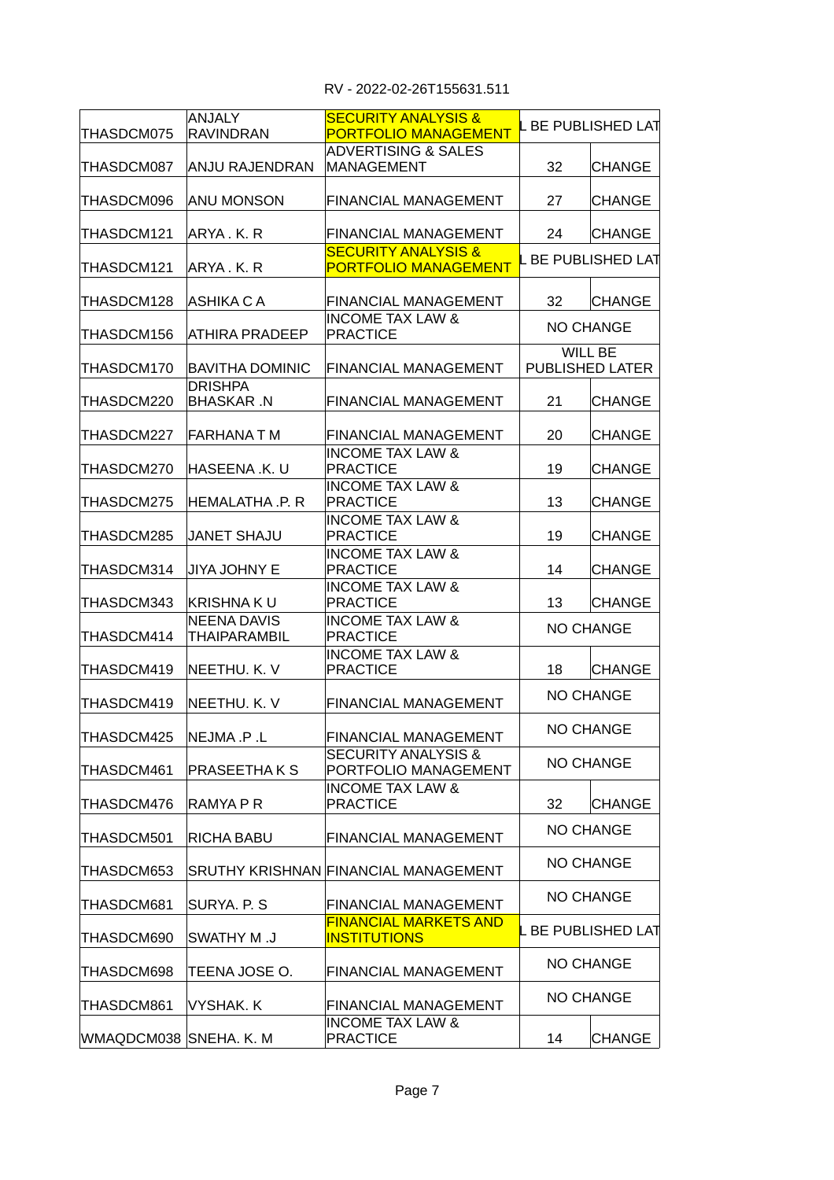RV - 2022-02-26T155631.511

| | | | | |
|---|---|---|---|---|
| THASDCM075 | ANJALY RAVINDRAN | SECURITY ANALYSIS & PORTFOLIO MANAGEMENT | L BE PUBLISHED LAT | |
| THASDCM087 | ANJU RAJENDRAN | ADVERTISING & SALES MANAGEMENT | 32 | CHANGE |
| THASDCM096 | ANU MONSON | FINANCIAL MANAGEMENT | 27 | CHANGE |
| THASDCM121 | ARYA . K. R | FINANCIAL MANAGEMENT | 24 | CHANGE |
| THASDCM121 | ARYA . K. R | SECURITY ANALYSIS & PORTFOLIO MANAGEMENT | L BE PUBLISHED LAT | |
| THASDCM128 | ASHIKA C A | FINANCIAL MANAGEMENT | 32 | CHANGE |
| THASDCM156 | ATHIRA PRADEEP | INCOME TAX LAW & PRACTICE | NO CHANGE | |
| THASDCM170 | BAVITHA DOMINIC | FINANCIAL MANAGEMENT | WILL BE PUBLISHED LATER | |
| THASDCM220 | DRISHPA BHASKAR .N | FINANCIAL MANAGEMENT | 21 | CHANGE |
| THASDCM227 | FARHANA T M | FINANCIAL MANAGEMENT | 20 | CHANGE |
| THASDCM270 | HASEENA .K. U | INCOME TAX LAW & PRACTICE | 19 | CHANGE |
| THASDCM275 | HEMALATHA .P. R | INCOME TAX LAW & PRACTICE | 13 | CHANGE |
| THASDCM285 | JANET SHAJU | INCOME TAX LAW & PRACTICE | 19 | CHANGE |
| THASDCM314 | JIYA JOHNY E | INCOME TAX LAW & PRACTICE | 14 | CHANGE |
| THASDCM343 | KRISHNA K U | INCOME TAX LAW & PRACTICE | 13 | CHANGE |
| THASDCM414 | NEENA DAVIS THAIPARAMBIL | INCOME TAX LAW & PRACTICE | NO CHANGE | |
| THASDCM419 | NEETHU. K. V | INCOME TAX LAW & PRACTICE | 18 | CHANGE |
| THASDCM419 | NEETHU. K. V | FINANCIAL MANAGEMENT | NO CHANGE | |
| THASDCM425 | NEJMA .P .L | FINANCIAL MANAGEMENT | NO CHANGE | |
| THASDCM461 | PRASEETHA K S | SECURITY ANALYSIS & PORTFOLIO MANAGEMENT | NO CHANGE | |
| THASDCM476 | RAMYA P R | INCOME TAX LAW & PRACTICE | 32 | CHANGE |
| THASDCM501 | RICHA BABU | FINANCIAL MANAGEMENT | NO CHANGE | |
| THASDCM653 | SRUTHY KRISHNAN | FINANCIAL MANAGEMENT | NO CHANGE | |
| THASDCM681 | SURYA. P. S | FINANCIAL MANAGEMENT | NO CHANGE | |
| THASDCM690 | SWATHY M .J | FINANCIAL MARKETS AND INSTITUTIONS | L BE PUBLISHED LAT | |
| THASDCM698 | TEENA JOSE O. | FINANCIAL MANAGEMENT | NO CHANGE | |
| THASDCM861 | VYSHAK. K | FINANCIAL MANAGEMENT | NO CHANGE | |
| WMAQDCM038 | SNEHA. K. M | INCOME TAX LAW & PRACTICE | 14 | CHANGE |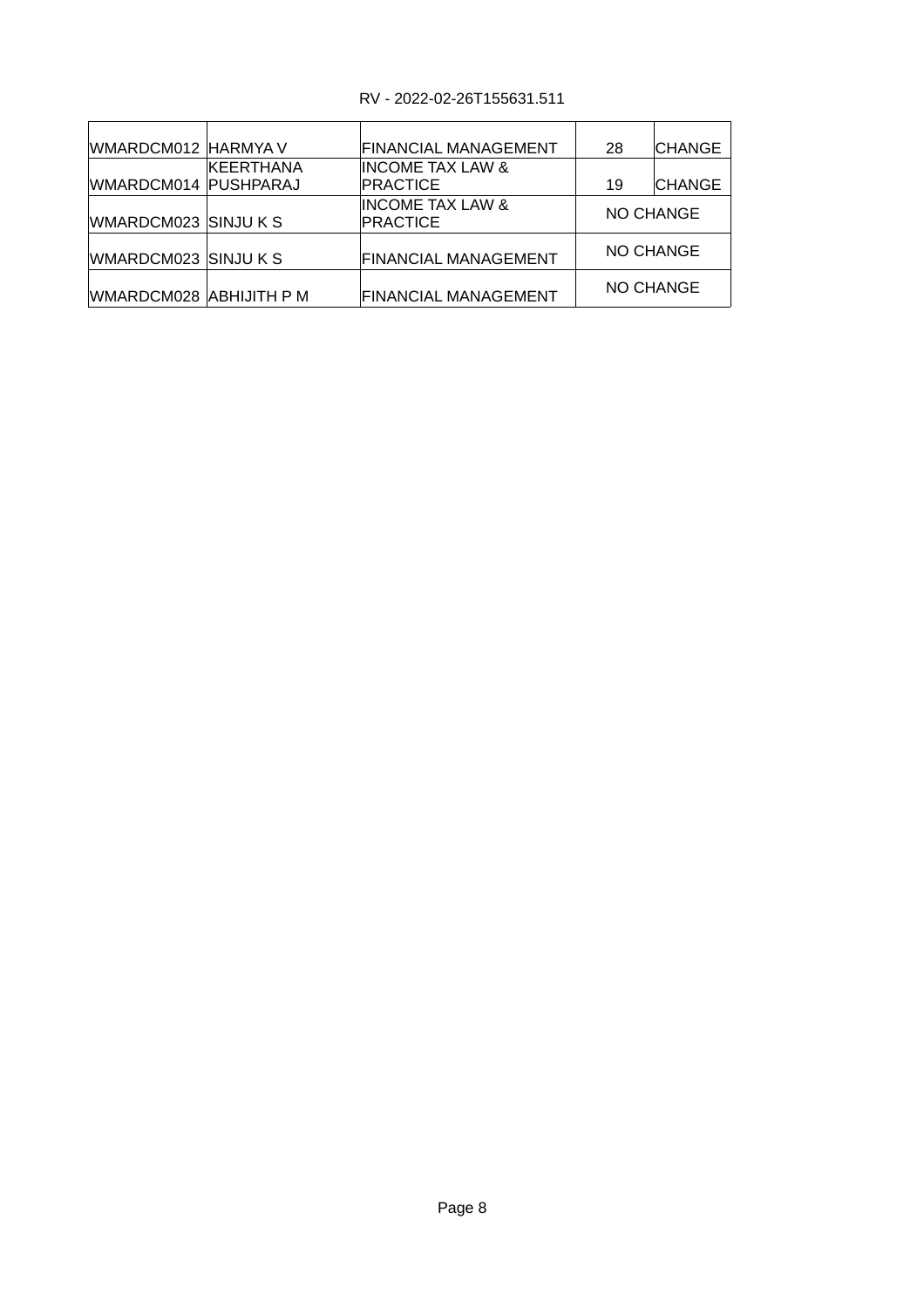RV - 2022-02-26T155631.511

| | | | | |
|---|---|---|---|---|
| WMARDCM012 | HARMYA V | FINANCIAL MANAGEMENT | 28 | CHANGE |
| WMARDCM014 | KEERTHANA PUSHPARAJ | INCOME TAX LAW & PRACTICE | 19 | CHANGE |
| WMARDCM023 | SINJU K S | INCOME TAX LAW & PRACTICE | NO CHANGE | |
| WMARDCM023 | SINJU K S | FINANCIAL MANAGEMENT | NO CHANGE | |
| WMARDCM028 | ABHIJITH P M | FINANCIAL MANAGEMENT | NO CHANGE | |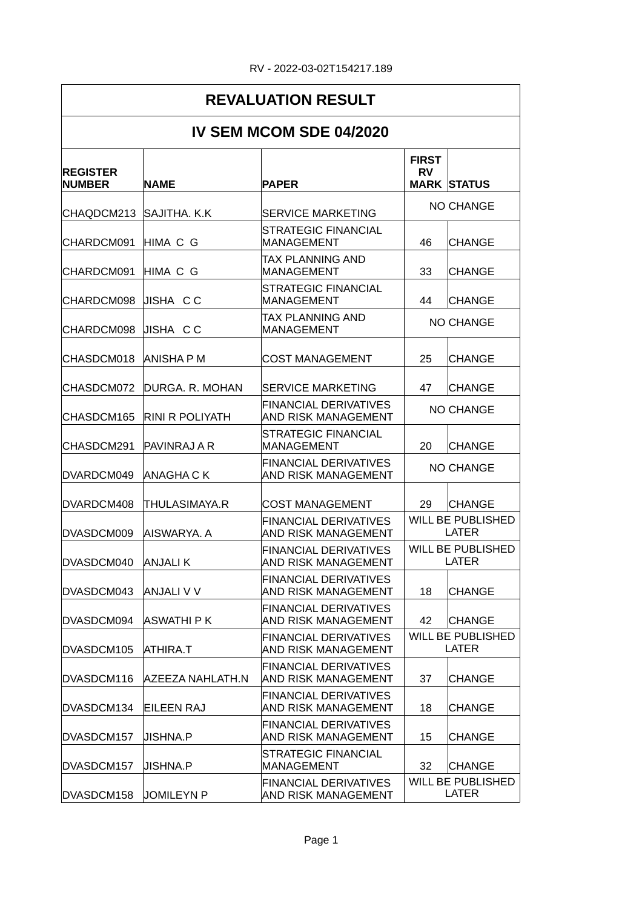RV - 2022-03-02T154217.189

# REVALUATION RESULT

## IV SEM MCOM SDE 04/2020

| REGISTER NUMBER | NAME | PAPER | FIRST RV MARK | STATUS |
|---|---|---|---|---|
| CHAQDCM213 | SAJITHA. K.K | SERVICE MARKETING | NO CHANGE | |
| CHARDCM091 | HIMA C G | STRATEGIC FINANCIAL MANAGEMENT | 46 | CHANGE |
| CHARDCM091 | HIMA C G | TAX PLANNING AND MANAGEMENT | 33 | CHANGE |
| CHARDCM098 | JISHA C C | STRATEGIC FINANCIAL MANAGEMENT | 44 | CHANGE |
| CHARDCM098 | JISHA C C | TAX PLANNING AND MANAGEMENT | NO CHANGE | |
| CHASDCM018 | ANISHA P M | COST MANAGEMENT | 25 | CHANGE |
| CHASDCM072 | DURGA. R. MOHAN | SERVICE MARKETING | 47 | CHANGE |
| CHASDCM165 | RINI R POLIYATH | FINANCIAL DERIVATIVES AND RISK MANAGEMENT | NO CHANGE | |
| CHASDCM291 | PAVINRAJ A R | STRATEGIC FINANCIAL MANAGEMENT | 20 | CHANGE |
| DVARDCM049 | ANAGHA C K | FINANCIAL DERIVATIVES AND RISK MANAGEMENT | NO CHANGE | |
| DVARDCM408 | THULASIMAYA.R | COST MANAGEMENT | 29 | CHANGE |
| DVASDCM009 | AISWARYA. A | FINANCIAL DERIVATIVES AND RISK MANAGEMENT | WILL BE PUBLISHED LATER | |
| DVASDCM040 | ANJALI K | FINANCIAL DERIVATIVES AND RISK MANAGEMENT | WILL BE PUBLISHED LATER | |
| DVASDCM043 | ANJALI V V | FINANCIAL DERIVATIVES AND RISK MANAGEMENT | 18 | CHANGE |
| DVASDCM094 | ASWATHI P K | FINANCIAL DERIVATIVES AND RISK MANAGEMENT | 42 | CHANGE |
| DVASDCM105 | ATHIRA.T | FINANCIAL DERIVATIVES AND RISK MANAGEMENT | WILL BE PUBLISHED LATER | |
| DVASDCM116 | AZEEZA NAHLATH.N | FINANCIAL DERIVATIVES AND RISK MANAGEMENT | 37 | CHANGE |
| DVASDCM134 | EILEEN RAJ | FINANCIAL DERIVATIVES AND RISK MANAGEMENT | 18 | CHANGE |
| DVASDCM157 | JISHNA.P | FINANCIAL DERIVATIVES AND RISK MANAGEMENT | 15 | CHANGE |
| DVASDCM157 | JISHNA.P | STRATEGIC FINANCIAL MANAGEMENT | 32 | CHANGE |
| DVASDCM158 | JOMILEYN P | FINANCIAL DERIVATIVES AND RISK MANAGEMENT | WILL BE PUBLISHED LATER | |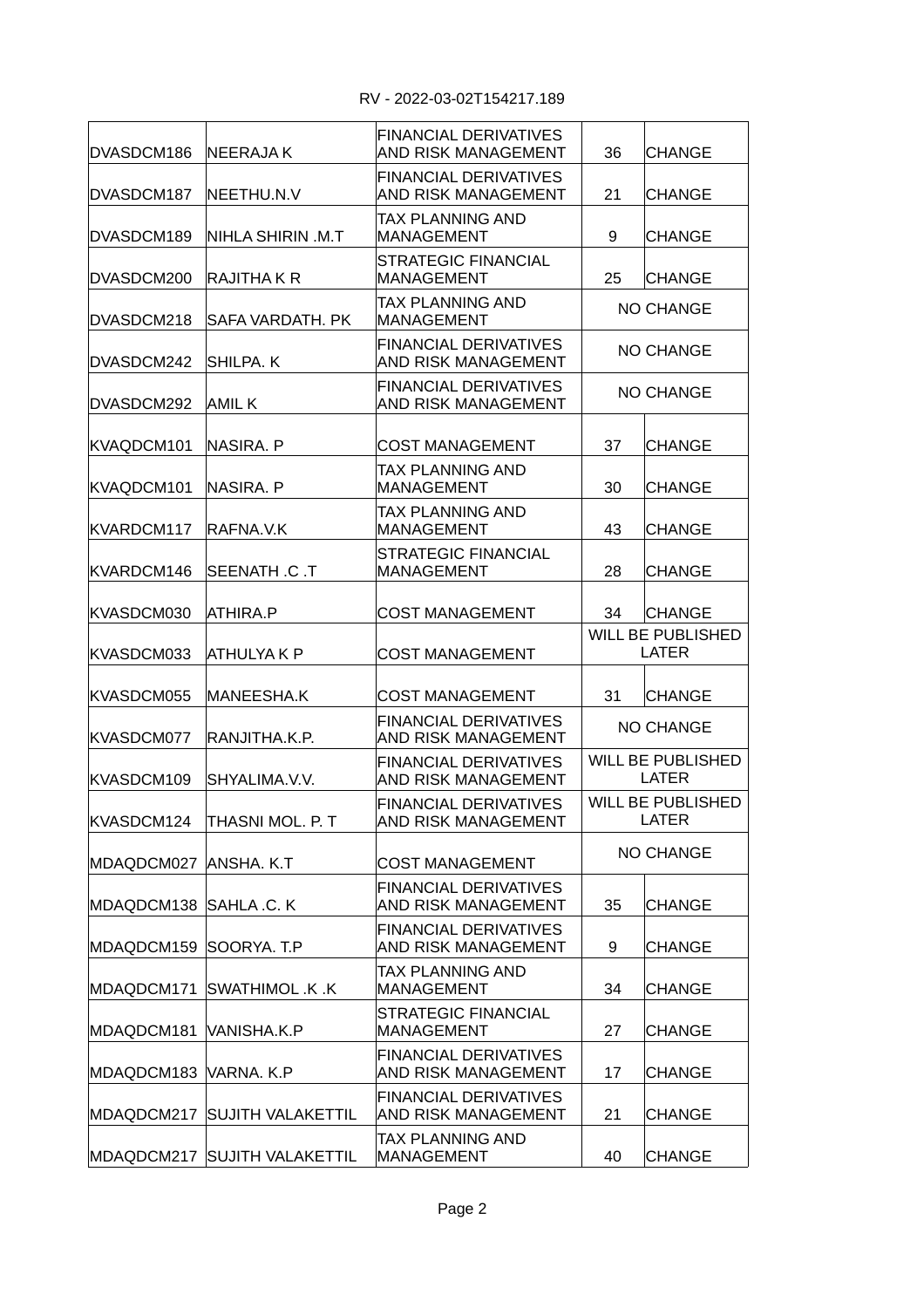RV - 2022-03-02T154217.189

| | | | | |
|---|---|---|---|---|
| DVASDCM186 | NEERAJA K | FINANCIAL DERIVATIVES AND RISK MANAGEMENT | 36 | CHANGE |
| DVASDCM187 | NEETHU.N.V | FINANCIAL DERIVATIVES AND RISK MANAGEMENT | 21 | CHANGE |
| DVASDCM189 | NIHLA SHIRIN .M.T | TAX PLANNING AND MANAGEMENT | 9 | CHANGE |
| DVASDCM200 | RAJITHA K R | STRATEGIC FINANCIAL MANAGEMENT | 25 | CHANGE |
| DVASDCM218 | SAFA VARDATH. PK | TAX PLANNING AND MANAGEMENT | NO CHANGE | |
| DVASDCM242 | SHILPA. K | FINANCIAL DERIVATIVES AND RISK MANAGEMENT | NO CHANGE | |
| DVASDCM292 | AMIL K | FINANCIAL DERIVATIVES AND RISK MANAGEMENT | NO CHANGE | |
| KVAQDCM101 | NASIRA. P | COST MANAGEMENT | 37 | CHANGE |
| KVAQDCM101 | NASIRA. P | TAX PLANNING AND MANAGEMENT | 30 | CHANGE |
| KVARDCM117 | RAFNA.V.K | TAX PLANNING AND MANAGEMENT | 43 | CHANGE |
| KVARDCM146 | SEENATH .C .T | STRATEGIC FINANCIAL MANAGEMENT | 28 | CHANGE |
| KVASDCM030 | ATHIRA.P | COST MANAGEMENT | 34 | CHANGE |
| KVASDCM033 | ATHULYA K P | COST MANAGEMENT | WILL BE PUBLISHED LATER | |
| KVASDCM055 | MANEESHA.K | COST MANAGEMENT | 31 | CHANGE |
| KVASDCM077 | RANJITHA.K.P. | FINANCIAL DERIVATIVES AND RISK MANAGEMENT | NO CHANGE | |
| KVASDCM109 | SHYALIMA.V.V. | FINANCIAL DERIVATIVES AND RISK MANAGEMENT | WILL BE PUBLISHED LATER | |
| KVASDCM124 | THASNI MOL. P. T | FINANCIAL DERIVATIVES AND RISK MANAGEMENT | WILL BE PUBLISHED LATER | |
| MDAQDCM027 | ANSHA. K.T | COST MANAGEMENT | NO CHANGE | |
| MDAQDCM138 | SAHLA .C. K | FINANCIAL DERIVATIVES AND RISK MANAGEMENT | 35 | CHANGE |
| MDAQDCM159 | SOORYA. T.P | FINANCIAL DERIVATIVES AND RISK MANAGEMENT | 9 | CHANGE |
| MDAQDCM171 | SWATHIMOL .K .K | TAX PLANNING AND MANAGEMENT | 34 | CHANGE |
| MDAQDCM181 | VANISHA.K.P | STRATEGIC FINANCIAL MANAGEMENT | 27 | CHANGE |
| MDAQDCM183 | VARNA. K.P | FINANCIAL DERIVATIVES AND RISK MANAGEMENT | 17 | CHANGE |
| MDAQDCM217 | SUJITH VALAKETTIL | FINANCIAL DERIVATIVES AND RISK MANAGEMENT | 21 | CHANGE |
| MDAQDCM217 | SUJITH VALAKETTIL | TAX PLANNING AND MANAGEMENT | 40 | CHANGE |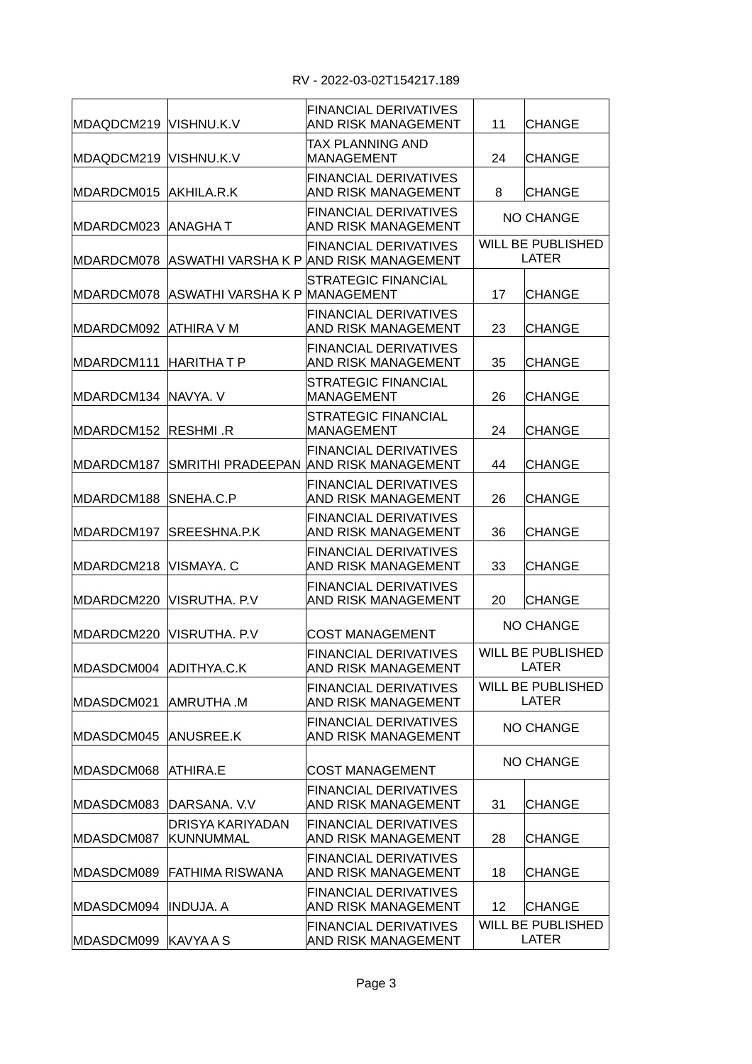RV - 2022-03-02T154217.189

| | | | | |
|---|---|---|---|---|
| MDAQDCM219 | VISHNU.K.V | FINANCIAL DERIVATIVES AND RISK MANAGEMENT | 11 | CHANGE |
| MDAQDCM219 | VISHNU.K.V | TAX PLANNING AND MANAGEMENT | 24 | CHANGE |
| MDARDCM015 | AKHILA.R.K | FINANCIAL DERIVATIVES AND RISK MANAGEMENT | 8 | CHANGE |
| MDARDCM023 | ANAGHA T | FINANCIAL DERIVATIVES AND RISK MANAGEMENT | NO CHANGE | |
| MDARDCM078 | ASWATHI VARSHA K P | FINANCIAL DERIVATIVES AND RISK MANAGEMENT | WILL BE PUBLISHED LATER | |
| MDARDCM078 | ASWATHI VARSHA K P | STRATEGIC FINANCIAL MANAGEMENT | 17 | CHANGE |
| MDARDCM092 | ATHIRA V M | FINANCIAL DERIVATIVES AND RISK MANAGEMENT | 23 | CHANGE |
| MDARDCM111 | HARITHA T P | FINANCIAL DERIVATIVES AND RISK MANAGEMENT | 35 | CHANGE |
| MDARDCM134 | NAVYA. V | STRATEGIC FINANCIAL MANAGEMENT | 26 | CHANGE |
| MDARDCM152 | RESHMI .R | STRATEGIC FINANCIAL MANAGEMENT | 24 | CHANGE |
| MDARDCM187 | SMRITHI PRADEEPAN | FINANCIAL DERIVATIVES AND RISK MANAGEMENT | 44 | CHANGE |
| MDARDCM188 | SNEHA.C.P | FINANCIAL DERIVATIVES AND RISK MANAGEMENT | 26 | CHANGE |
| MDARDCM197 | SREESHNA.P.K | FINANCIAL DERIVATIVES AND RISK MANAGEMENT | 36 | CHANGE |
| MDARDCM218 | VISMAYA. C | FINANCIAL DERIVATIVES AND RISK MANAGEMENT | 33 | CHANGE |
| MDARDCM220 | VISRUTHA. P.V | FINANCIAL DERIVATIVES AND RISK MANAGEMENT | 20 | CHANGE |
| MDARDCM220 | VISRUTHA. P.V | COST MANAGEMENT | NO CHANGE | |
| MDASDCM004 | ADITHYA.C.K | FINANCIAL DERIVATIVES AND RISK MANAGEMENT | WILL BE PUBLISHED LATER | |
| MDASDCM021 | AMRUTHA .M | FINANCIAL DERIVATIVES AND RISK MANAGEMENT | WILL BE PUBLISHED LATER | |
| MDASDCM045 | ANUSREE.K | FINANCIAL DERIVATIVES AND RISK MANAGEMENT | NO CHANGE | |
| MDASDCM068 | ATHIRA.E | COST MANAGEMENT | NO CHANGE | |
| MDASDCM083 | DARSANA. V.V | FINANCIAL DERIVATIVES AND RISK MANAGEMENT | 31 | CHANGE |
| MDASDCM087 | DRISYA KARIYADAN KUNNUMMAL | FINANCIAL DERIVATIVES AND RISK MANAGEMENT | 28 | CHANGE |
| MDASDCM089 | FATHIMA RISWANA | FINANCIAL DERIVATIVES AND RISK MANAGEMENT | 18 | CHANGE |
| MDASDCM094 | INDUJA. A | FINANCIAL DERIVATIVES AND RISK MANAGEMENT | 12 | CHANGE |
| MDASDCM099 | KAVYA A S | FINANCIAL DERIVATIVES AND RISK MANAGEMENT | WILL BE PUBLISHED LATER | |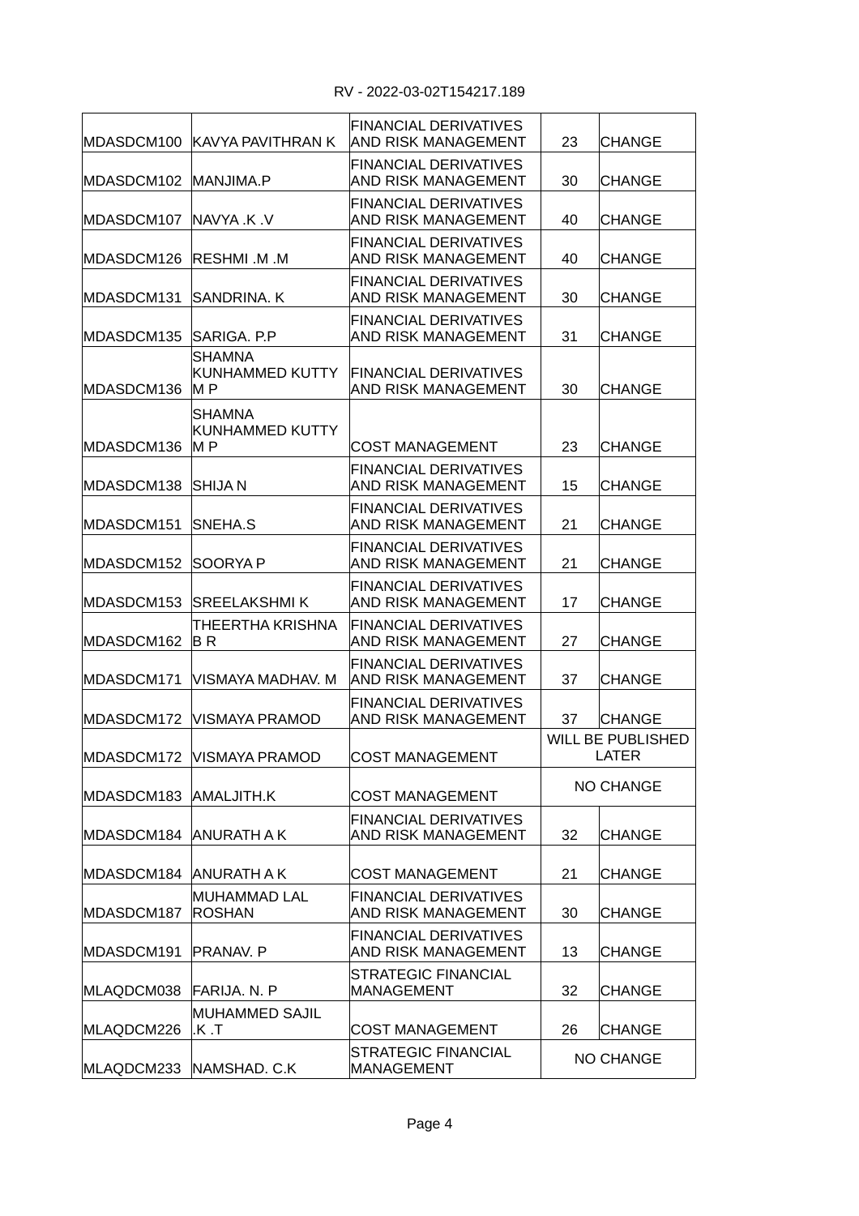RV - 2022-03-02T154217.189

| | | | | |
|---|---|---|---|---|
| MDASDCM100 | KAVYA PAVITHRAN K | FINANCIAL DERIVATIVES AND RISK MANAGEMENT | 23 | CHANGE |
| MDASDCM102 | MANJIMA.P | FINANCIAL DERIVATIVES AND RISK MANAGEMENT | 30 | CHANGE |
| MDASDCM107 | NAVYA .K .V | FINANCIAL DERIVATIVES AND RISK MANAGEMENT | 40 | CHANGE |
| MDASDCM126 | RESHMI .M .M | FINANCIAL DERIVATIVES AND RISK MANAGEMENT | 40 | CHANGE |
| MDASDCM131 | SANDRINA. K | FINANCIAL DERIVATIVES AND RISK MANAGEMENT | 30 | CHANGE |
| MDASDCM135 | SARIGA. P.P | FINANCIAL DERIVATIVES AND RISK MANAGEMENT | 31 | CHANGE |
| MDASDCM136 | SHAMNA KUNHAMMED KUTTY M P | FINANCIAL DERIVATIVES AND RISK MANAGEMENT | 30 | CHANGE |
| MDASDCM136 | SHAMNA KUNHAMMED KUTTY M P | COST MANAGEMENT | 23 | CHANGE |
| MDASDCM138 | SHIJA N | FINANCIAL DERIVATIVES AND RISK MANAGEMENT | 15 | CHANGE |
| MDASDCM151 | SNEHA.S | FINANCIAL DERIVATIVES AND RISK MANAGEMENT | 21 | CHANGE |
| MDASDCM152 | SOORYA P | FINANCIAL DERIVATIVES AND RISK MANAGEMENT | 21 | CHANGE |
| MDASDCM153 | SREELAKSHMI K | FINANCIAL DERIVATIVES AND RISK MANAGEMENT | 17 | CHANGE |
| MDASDCM162 | THEERTHA KRISHNA B R | FINANCIAL DERIVATIVES AND RISK MANAGEMENT | 27 | CHANGE |
| MDASDCM171 | VISMAYA MADHAV. M | FINANCIAL DERIVATIVES AND RISK MANAGEMENT | 37 | CHANGE |
| MDASDCM172 | VISMAYA PRAMOD | FINANCIAL DERIVATIVES AND RISK MANAGEMENT | 37 | CHANGE |
| MDASDCM172 | VISMAYA PRAMOD | COST MANAGEMENT | WILL BE PUBLISHED LATER | |
| MDASDCM183 | AMALJITH.K | COST MANAGEMENT | NO CHANGE | |
| MDASDCM184 | ANURATH A K | FINANCIAL DERIVATIVES AND RISK MANAGEMENT | 32 | CHANGE |
| MDASDCM184 | ANURATH A K | COST MANAGEMENT | 21 | CHANGE |
| MDASDCM187 | MUHAMMAD LAL ROSHAN | FINANCIAL DERIVATIVES AND RISK MANAGEMENT | 30 | CHANGE |
| MDASDCM191 | PRANAV. P | FINANCIAL DERIVATIVES AND RISK MANAGEMENT | 13 | CHANGE |
| MLAQDCM038 | FARIJA. N. P | STRATEGIC FINANCIAL MANAGEMENT | 32 | CHANGE |
| MLAQDCM226 | MUHAMMED SAJIL .K .T | COST MANAGEMENT | 26 | CHANGE |
| MLAQDCM233 | NAMSHAD. C.K | STRATEGIC FINANCIAL MANAGEMENT | NO CHANGE | |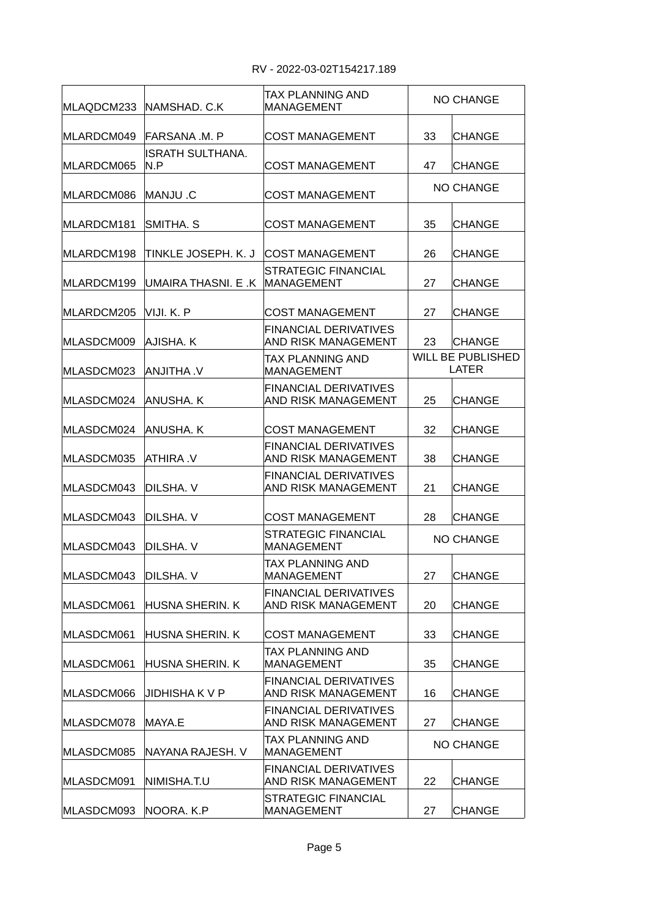RV - 2022-03-02T154217.189

| | | | | |
|---|---|---|---|---|
| MLAQDCM233 | NAMSHAD. C.K | TAX PLANNING AND MANAGEMENT | NO CHANGE | |
| MLARDCM049 | FARSANA .M. P | COST MANAGEMENT | 33 | CHANGE |
| MLARDCM065 | ISRATH SULTHANA. N.P | COST MANAGEMENT | 47 | CHANGE |
| MLARDCM086 | MANJU .C | COST MANAGEMENT | NO CHANGE | |
| MLARDCM181 | SMITHA. S | COST MANAGEMENT | 35 | CHANGE |
| MLARDCM198 | TINKLE JOSEPH. K. J | COST MANAGEMENT | 26 | CHANGE |
| MLARDCM199 | UMAIRA THASNI. E .K | STRATEGIC FINANCIAL MANAGEMENT | 27 | CHANGE |
| MLARDCM205 | VIJI. K. P | COST MANAGEMENT | 27 | CHANGE |
| MLASDCM009 | AJISHA. K | FINANCIAL DERIVATIVES AND RISK MANAGEMENT | 23 | CHANGE |
| MLASDCM023 | ANJITHA .V | TAX PLANNING AND MANAGEMENT | WILL BE PUBLISHED LATER | |
| MLASDCM024 | ANUSHA. K | FINANCIAL DERIVATIVES AND RISK MANAGEMENT | 25 | CHANGE |
| MLASDCM024 | ANUSHA. K | COST MANAGEMENT | 32 | CHANGE |
| MLASDCM035 | ATHIRA .V | FINANCIAL DERIVATIVES AND RISK MANAGEMENT | 38 | CHANGE |
| MLASDCM043 | DILSHA. V | FINANCIAL DERIVATIVES AND RISK MANAGEMENT | 21 | CHANGE |
| MLASDCM043 | DILSHA. V | COST MANAGEMENT | 28 | CHANGE |
| MLASDCM043 | DILSHA. V | STRATEGIC FINANCIAL MANAGEMENT | NO CHANGE | |
| MLASDCM043 | DILSHA. V | TAX PLANNING AND MANAGEMENT | 27 | CHANGE |
| MLASDCM061 | HUSNA SHERIN. K | FINANCIAL DERIVATIVES AND RISK MANAGEMENT | 20 | CHANGE |
| MLASDCM061 | HUSNA SHERIN. K | COST MANAGEMENT | 33 | CHANGE |
| MLASDCM061 | HUSNA SHERIN. K | TAX PLANNING AND MANAGEMENT | 35 | CHANGE |
| MLASDCM066 | JIDHISHA K V P | FINANCIAL DERIVATIVES AND RISK MANAGEMENT | 16 | CHANGE |
| MLASDCM078 | MAYA.E | FINANCIAL DERIVATIVES AND RISK MANAGEMENT | 27 | CHANGE |
| MLASDCM085 | NAYANA RAJESH. V | TAX PLANNING AND MANAGEMENT | NO CHANGE | |
| MLASDCM091 | NIMISHA.T.U | FINANCIAL DERIVATIVES AND RISK MANAGEMENT | 22 | CHANGE |
| MLASDCM093 | NOORA. K.P | STRATEGIC FINANCIAL MANAGEMENT | 27 | CHANGE |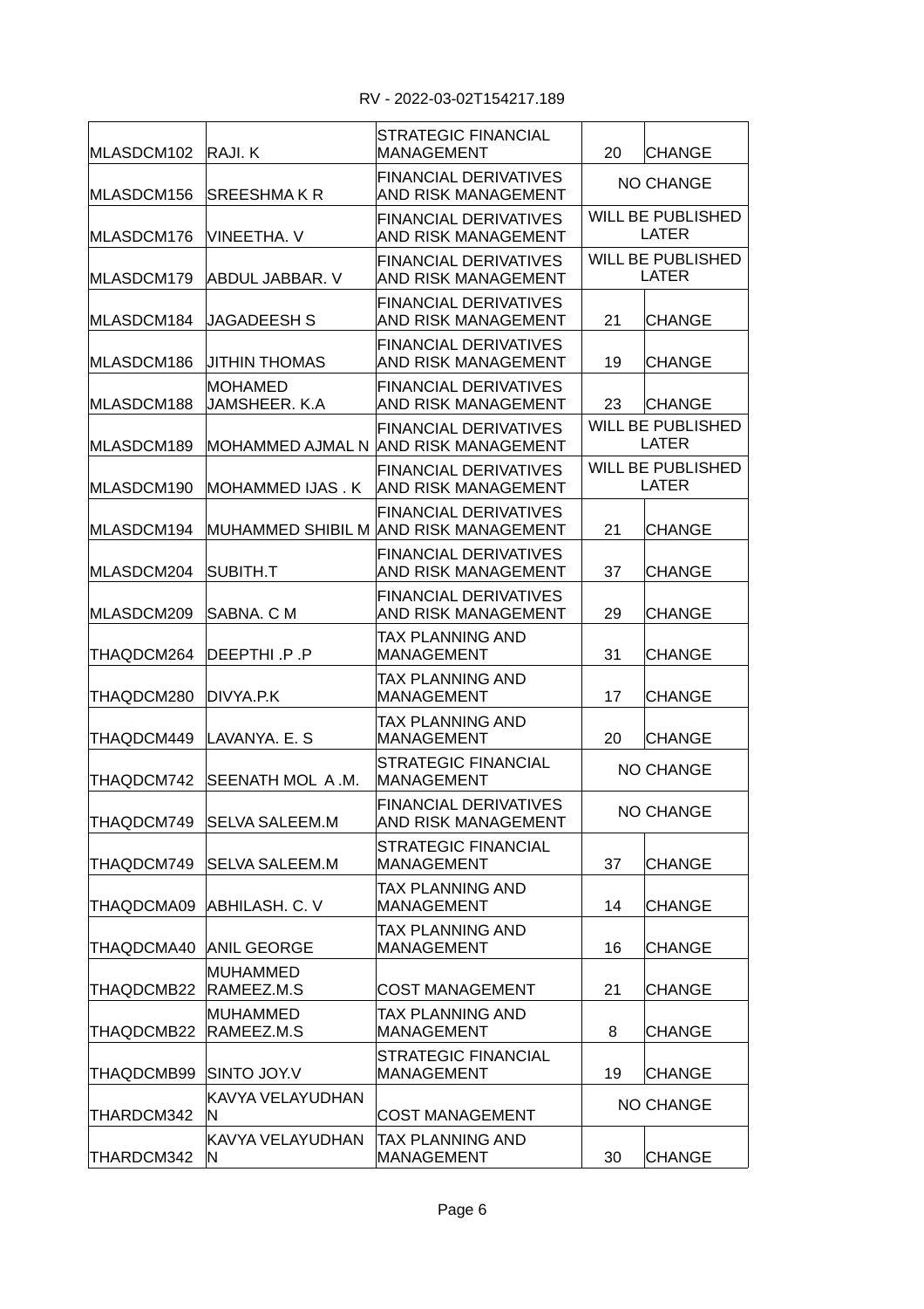RV - 2022-03-02T154217.189

| | | | | |
|---|---|---|---|---|
| MLASDCM102 | RAJI. K | STRATEGIC FINANCIAL MANAGEMENT | 20 | CHANGE |
| MLASDCM156 | SREESHMA K R | FINANCIAL DERIVATIVES AND RISK MANAGEMENT | NO CHANGE | |
| MLASDCM176 | VINEETHA. V | FINANCIAL DERIVATIVES AND RISK MANAGEMENT | WILL BE PUBLISHED LATER | |
| MLASDCM179 | ABDUL JABBAR. V | FINANCIAL DERIVATIVES AND RISK MANAGEMENT | WILL BE PUBLISHED LATER | |
| MLASDCM184 | JAGADEESH S | FINANCIAL DERIVATIVES AND RISK MANAGEMENT | 21 | CHANGE |
| MLASDCM186 | JITHIN THOMAS | FINANCIAL DERIVATIVES AND RISK MANAGEMENT | 19 | CHANGE |
| MLASDCM188 | MOHAMED JAMSHEER. K.A | FINANCIAL DERIVATIVES AND RISK MANAGEMENT | 23 | CHANGE |
| MLASDCM189 | MOHAMMED AJMAL N | FINANCIAL DERIVATIVES AND RISK MANAGEMENT | WILL BE PUBLISHED LATER | |
| MLASDCM190 | MOHAMMED IJAS . K | FINANCIAL DERIVATIVES AND RISK MANAGEMENT | WILL BE PUBLISHED LATER | |
| MLASDCM194 | MUHAMMED SHIBIL M | FINANCIAL DERIVATIVES AND RISK MANAGEMENT | 21 | CHANGE |
| MLASDCM204 | SUBITH.T | FINANCIAL DERIVATIVES AND RISK MANAGEMENT | 37 | CHANGE |
| MLASDCM209 | SABNA. C M | FINANCIAL DERIVATIVES AND RISK MANAGEMENT | 29 | CHANGE |
| THAQDCM264 | DEEPTHI .P .P | TAX PLANNING AND MANAGEMENT | 31 | CHANGE |
| THAQDCM280 | DIVYA.P.K | TAX PLANNING AND MANAGEMENT | 17 | CHANGE |
| THAQDCM449 | LAVANYA. E. S | TAX PLANNING AND MANAGEMENT | 20 | CHANGE |
| THAQDCM742 | SEENATH MOL A .M. | STRATEGIC FINANCIAL MANAGEMENT | NO CHANGE | |
| THAQDCM749 | SELVA SALEEM.M | FINANCIAL DERIVATIVES AND RISK MANAGEMENT | NO CHANGE | |
| THAQDCM749 | SELVA SALEEM.M | STRATEGIC FINANCIAL MANAGEMENT | 37 | CHANGE |
| THAQDCMA09 | ABHILASH. C. V | TAX PLANNING AND MANAGEMENT | 14 | CHANGE |
| THAQDCMA40 | ANIL GEORGE | TAX PLANNING AND MANAGEMENT | 16 | CHANGE |
| THAQDCMB22 | MUHAMMED RAMEEZ.M.S | COST MANAGEMENT | 21 | CHANGE |
| THAQDCMB22 | MUHAMMED RAMEEZ.M.S | TAX PLANNING AND MANAGEMENT | 8 | CHANGE |
| THAQDCMB99 | SINTO JOY.V | STRATEGIC FINANCIAL MANAGEMENT | 19 | CHANGE |
| THARDCM342 | KAVYA VELAYUDHAN N | COST MANAGEMENT | NO CHANGE | |
| THARDCM342 | KAVYA VELAYUDHAN N | TAX PLANNING AND MANAGEMENT | 30 | CHANGE |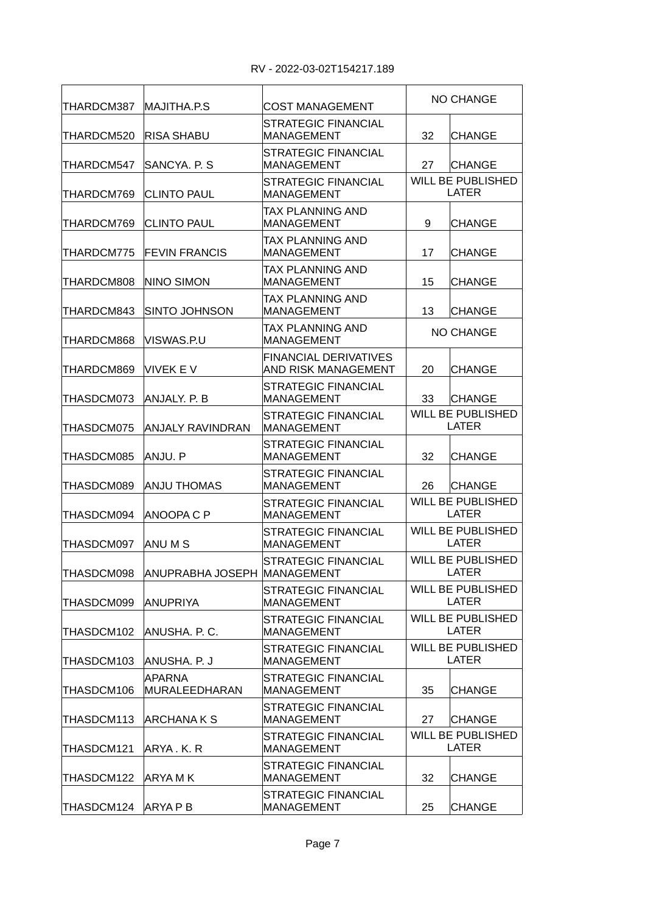RV - 2022-03-02T154217.189

| | | | | |
|---|---|---|---|---|
| THARDCM387 | MAJITHA.P.S | COST MANAGEMENT | NO CHANGE | |
| THARDCM520 | RISA SHABU | STRATEGIC FINANCIAL MANAGEMENT | 32 | CHANGE |
| THARDCM547 | SANCYA. P. S | STRATEGIC FINANCIAL MANAGEMENT | 27 | CHANGE |
| THARDCM769 | CLINTO PAUL | STRATEGIC FINANCIAL MANAGEMENT | WILL BE PUBLISHED LATER | |
| THARDCM769 | CLINTO PAUL | TAX PLANNING AND MANAGEMENT | 9 | CHANGE |
| THARDCM775 | FEVIN FRANCIS | TAX PLANNING AND MANAGEMENT | 17 | CHANGE |
| THARDCM808 | NINO SIMON | TAX PLANNING AND MANAGEMENT | 15 | CHANGE |
| THARDCM843 | SINTO JOHNSON | TAX PLANNING AND MANAGEMENT | 13 | CHANGE |
| THARDCM868 | VISWAS.P.U | TAX PLANNING AND MANAGEMENT | NO CHANGE | |
| THARDCM869 | VIVEK E V | FINANCIAL DERIVATIVES AND RISK MANAGEMENT | 20 | CHANGE |
| THASDCM073 | ANJALY. P. B | STRATEGIC FINANCIAL MANAGEMENT | 33 | CHANGE |
| THASDCM075 | ANJALY RAVINDRAN | STRATEGIC FINANCIAL MANAGEMENT | WILL BE PUBLISHED LATER | |
| THASDCM085 | ANJU. P | STRATEGIC FINANCIAL MANAGEMENT | 32 | CHANGE |
| THASDCM089 | ANJU THOMAS | STRATEGIC FINANCIAL MANAGEMENT | 26 | CHANGE |
| THASDCM094 | ANOOPA C P | STRATEGIC FINANCIAL MANAGEMENT | WILL BE PUBLISHED LATER | |
| THASDCM097 | ANU M S | STRATEGIC FINANCIAL MANAGEMENT | WILL BE PUBLISHED LATER | |
| THASDCM098 | ANUPRABHA JOSEPH | STRATEGIC FINANCIAL MANAGEMENT | WILL BE PUBLISHED LATER | |
| THASDCM099 | ANUPRIYA | STRATEGIC FINANCIAL MANAGEMENT | WILL BE PUBLISHED LATER | |
| THASDCM102 | ANUSHA. P. C. | STRATEGIC FINANCIAL MANAGEMENT | WILL BE PUBLISHED LATER | |
| THASDCM103 | ANUSHA. P. J | STRATEGIC FINANCIAL MANAGEMENT | WILL BE PUBLISHED LATER | |
| THASDCM106 | APARNA MURALEEDHARAN | STRATEGIC FINANCIAL MANAGEMENT | 35 | CHANGE |
| THASDCM113 | ARCHANA K S | STRATEGIC FINANCIAL MANAGEMENT | 27 | CHANGE |
| THASDCM121 | ARYA . K. R | STRATEGIC FINANCIAL MANAGEMENT | WILL BE PUBLISHED LATER | |
| THASDCM122 | ARYA M K | STRATEGIC FINANCIAL MANAGEMENT | 32 | CHANGE |
| THASDCM124 | ARYA P B | STRATEGIC FINANCIAL MANAGEMENT | 25 | CHANGE |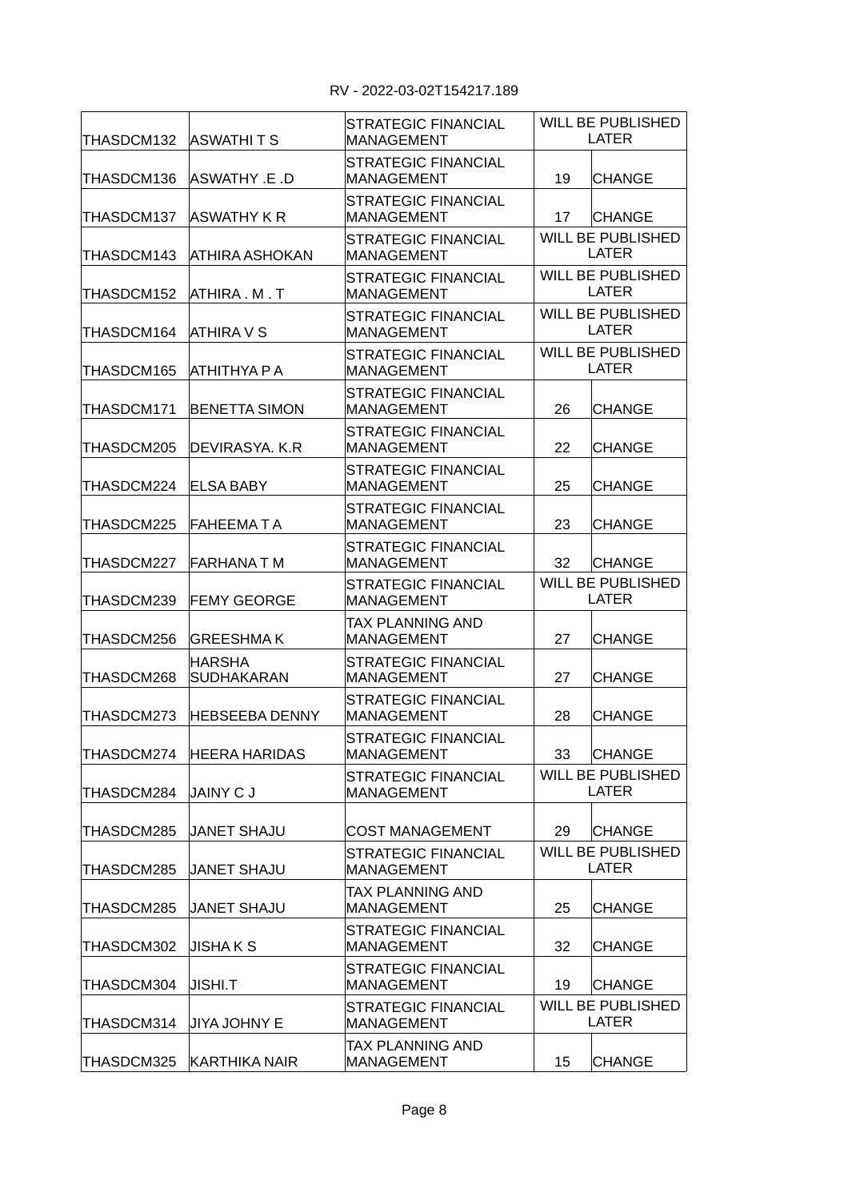RV - 2022-03-02T154217.189

| | | | | |
|---|---|---|---|---|
| THASDCM132 | ASWATHI T S | STRATEGIC FINANCIAL MANAGEMENT | WILL BE PUBLISHED LATER | |
| THASDCM136 | ASWATHY .E .D | STRATEGIC FINANCIAL MANAGEMENT | 19 | CHANGE |
| THASDCM137 | ASWATHY K R | STRATEGIC FINANCIAL MANAGEMENT | 17 | CHANGE |
| THASDCM143 | ATHIRA ASHOKAN | STRATEGIC FINANCIAL MANAGEMENT | WILL BE PUBLISHED LATER | |
| THASDCM152 | ATHIRA . M . T | STRATEGIC FINANCIAL MANAGEMENT | WILL BE PUBLISHED LATER | |
| THASDCM164 | ATHIRA V S | STRATEGIC FINANCIAL MANAGEMENT | WILL BE PUBLISHED LATER | |
| THASDCM165 | ATHITHYA P A | STRATEGIC FINANCIAL MANAGEMENT | WILL BE PUBLISHED LATER | |
| THASDCM171 | BENETTA SIMON | STRATEGIC FINANCIAL MANAGEMENT | 26 | CHANGE |
| THASDCM205 | DEVIRASYA. K.R | STRATEGIC FINANCIAL MANAGEMENT | 22 | CHANGE |
| THASDCM224 | ELSA BABY | STRATEGIC FINANCIAL MANAGEMENT | 25 | CHANGE |
| THASDCM225 | FAHEEMA T A | STRATEGIC FINANCIAL MANAGEMENT | 23 | CHANGE |
| THASDCM227 | FARHANA T M | STRATEGIC FINANCIAL MANAGEMENT | 32 | CHANGE |
| THASDCM239 | FEMY GEORGE | STRATEGIC FINANCIAL MANAGEMENT | WILL BE PUBLISHED LATER | |
| THASDCM256 | GREESHMA K | TAX PLANNING AND MANAGEMENT | 27 | CHANGE |
| THASDCM268 | HARSHA SUDHAKARAN | STRATEGIC FINANCIAL MANAGEMENT | 27 | CHANGE |
| THASDCM273 | HEBSEEBA DENNY | STRATEGIC FINANCIAL MANAGEMENT | 28 | CHANGE |
| THASDCM274 | HEERA HARIDAS | STRATEGIC FINANCIAL MANAGEMENT | 33 | CHANGE |
| THASDCM284 | JAINY C J | STRATEGIC FINANCIAL MANAGEMENT | WILL BE PUBLISHED LATER | |
| THASDCM285 | JANET SHAJU | COST MANAGEMENT | 29 | CHANGE |
| THASDCM285 | JANET SHAJU | STRATEGIC FINANCIAL MANAGEMENT | WILL BE PUBLISHED LATER | |
| THASDCM285 | JANET SHAJU | TAX PLANNING AND MANAGEMENT | 25 | CHANGE |
| THASDCM302 | JISHA K S | STRATEGIC FINANCIAL MANAGEMENT | 32 | CHANGE |
| THASDCM304 | JISHI.T | STRATEGIC FINANCIAL MANAGEMENT | 19 | CHANGE |
| THASDCM314 | JIYA JOHNY E | STRATEGIC FINANCIAL MANAGEMENT | WILL BE PUBLISHED LATER | |
| THASDCM325 | KARTHIKA NAIR | TAX PLANNING AND MANAGEMENT | 15 | CHANGE |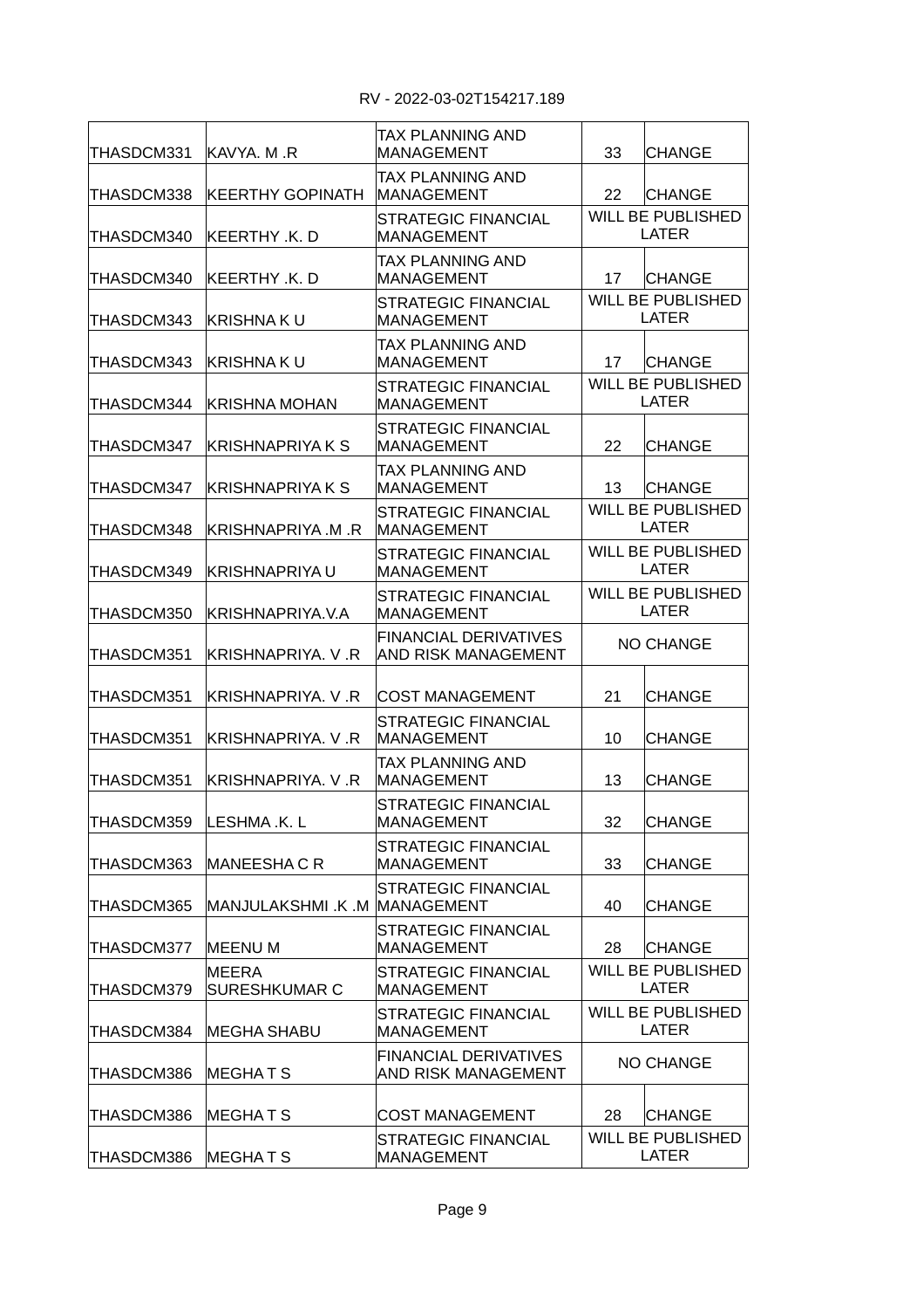RV - 2022-03-02T154217.189

| | | | | |
|---|---|---|---|---|
| THASDCM331 | KAVYA. M .R | TAX PLANNING AND MANAGEMENT | 33 | CHANGE |
| THASDCM338 | KEERTHY GOPINATH | TAX PLANNING AND MANAGEMENT | 22 | CHANGE |
| THASDCM340 | KEERTHY .K. D | STRATEGIC FINANCIAL MANAGEMENT | WILL BE PUBLISHED LATER | |
| THASDCM340 | KEERTHY .K. D | TAX PLANNING AND MANAGEMENT | 17 | CHANGE |
| THASDCM343 | KRISHNA K U | STRATEGIC FINANCIAL MANAGEMENT | WILL BE PUBLISHED LATER | |
| THASDCM343 | KRISHNA K U | TAX PLANNING AND MANAGEMENT | 17 | CHANGE |
| THASDCM344 | KRISHNA MOHAN | STRATEGIC FINANCIAL MANAGEMENT | WILL BE PUBLISHED LATER | |
| THASDCM347 | KRISHNAPRIYA K S | STRATEGIC FINANCIAL MANAGEMENT | 22 | CHANGE |
| THASDCM347 | KRISHNAPRIYA K S | TAX PLANNING AND MANAGEMENT | 13 | CHANGE |
| THASDCM348 | KRISHNAPRIYA .M .R | STRATEGIC FINANCIAL MANAGEMENT | WILL BE PUBLISHED LATER | |
| THASDCM349 | KRISHNAPRIYA U | STRATEGIC FINANCIAL MANAGEMENT | WILL BE PUBLISHED LATER | |
| THASDCM350 | KRISHNAPRIYA.V.A | STRATEGIC FINANCIAL MANAGEMENT | WILL BE PUBLISHED LATER | |
| THASDCM351 | KRISHNAPRIYA. V .R | FINANCIAL DERIVATIVES AND RISK MANAGEMENT | NO CHANGE | |
| THASDCM351 | KRISHNAPRIYA. V .R | COST MANAGEMENT | 21 | CHANGE |
| THASDCM351 | KRISHNAPRIYA. V .R | STRATEGIC FINANCIAL MANAGEMENT | 10 | CHANGE |
| THASDCM351 | KRISHNAPRIYA. V .R | TAX PLANNING AND MANAGEMENT | 13 | CHANGE |
| THASDCM359 | LESHMA .K. L | STRATEGIC FINANCIAL MANAGEMENT | 32 | CHANGE |
| THASDCM363 | MANEESHA C R | STRATEGIC FINANCIAL MANAGEMENT | 33 | CHANGE |
| THASDCM365 | MANJULAKSHMI .K .M | STRATEGIC FINANCIAL MANAGEMENT | 40 | CHANGE |
| THASDCM377 | MEENU M | STRATEGIC FINANCIAL MANAGEMENT | 28 | CHANGE |
| THASDCM379 | MEERA SURESHKUMAR C | STRATEGIC FINANCIAL MANAGEMENT | WILL BE PUBLISHED LATER | |
| THASDCM384 | MEGHA SHABU | STRATEGIC FINANCIAL MANAGEMENT | WILL BE PUBLISHED LATER | |
| THASDCM386 | MEGHA T S | FINANCIAL DERIVATIVES AND RISK MANAGEMENT | NO CHANGE | |
| THASDCM386 | MEGHA T S | COST MANAGEMENT | 28 | CHANGE |
| THASDCM386 | MEGHA T S | STRATEGIC FINANCIAL MANAGEMENT | WILL BE PUBLISHED LATER | |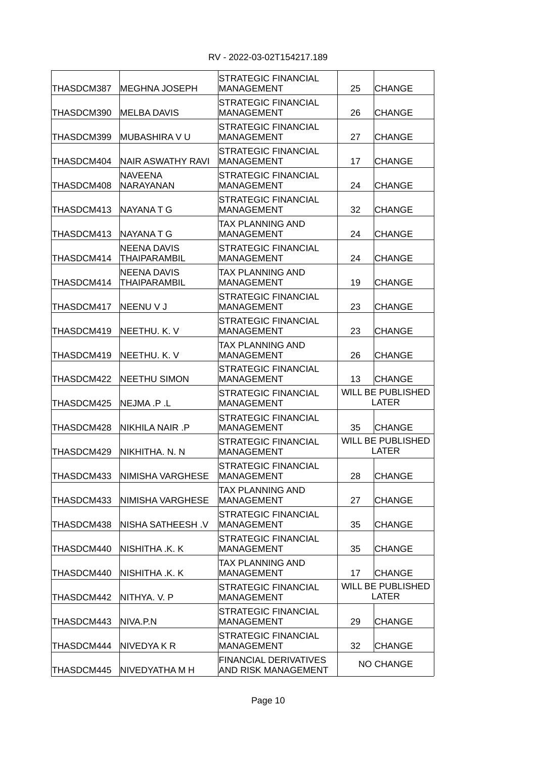| | | | | |
|---|---|---|---|---|
| THASDCM387 | MEGHNA JOSEPH | STRATEGIC FINANCIAL MANAGEMENT | 25 | CHANGE |
| THASDCM390 | MELBA DAVIS | STRATEGIC FINANCIAL MANAGEMENT | 26 | CHANGE |
| THASDCM399 | MUBASHIRA V U | STRATEGIC FINANCIAL MANAGEMENT | 27 | CHANGE |
| THASDCM404 | NAIR ASWATHY RAVI | STRATEGIC FINANCIAL MANAGEMENT | 17 | CHANGE |
| THASDCM408 | NAVEENA NARAYANAN | STRATEGIC FINANCIAL MANAGEMENT | 24 | CHANGE |
| THASDCM413 | NAYANA T G | STRATEGIC FINANCIAL MANAGEMENT | 32 | CHANGE |
| THASDCM413 | NAYANA T G | TAX PLANNING AND MANAGEMENT | 24 | CHANGE |
| THASDCM414 | NEENA DAVIS THAIPARAMBIL | STRATEGIC FINANCIAL MANAGEMENT | 24 | CHANGE |
| THASDCM414 | NEENA DAVIS THAIPARAMBIL | TAX PLANNING AND MANAGEMENT | 19 | CHANGE |
| THASDCM417 | NEENU V J | STRATEGIC FINANCIAL MANAGEMENT | 23 | CHANGE |
| THASDCM419 | NEETHU. K. V | STRATEGIC FINANCIAL MANAGEMENT | 23 | CHANGE |
| THASDCM419 | NEETHU. K. V | TAX PLANNING AND MANAGEMENT | 26 | CHANGE |
| THASDCM422 | NEETHU SIMON | STRATEGIC FINANCIAL MANAGEMENT | 13 | CHANGE |
| THASDCM425 | NEJMA .P .L | STRATEGIC FINANCIAL MANAGEMENT | WILL BE PUBLISHED LATER | |
| THASDCM428 | NIKHILA NAIR .P | STRATEGIC FINANCIAL MANAGEMENT | 35 | CHANGE |
| THASDCM429 | NIKHITHA. N. N | STRATEGIC FINANCIAL MANAGEMENT | WILL BE PUBLISHED LATER | |
| THASDCM433 | NIMISHA VARGHESE | STRATEGIC FINANCIAL MANAGEMENT | 28 | CHANGE |
| THASDCM433 | NIMISHA VARGHESE | TAX PLANNING AND MANAGEMENT | 27 | CHANGE |
| THASDCM438 | NISHA SATHEESH .V | STRATEGIC FINANCIAL MANAGEMENT | 35 | CHANGE |
| THASDCM440 | NISHITHA .K. K | STRATEGIC FINANCIAL MANAGEMENT | 35 | CHANGE |
| THASDCM440 | NISHITHA .K. K | TAX PLANNING AND MANAGEMENT | 17 | CHANGE |
| THASDCM442 | NITHYA. V. P | STRATEGIC FINANCIAL MANAGEMENT | WILL BE PUBLISHED LATER | |
| THASDCM443 | NIVA.P.N | STRATEGIC FINANCIAL MANAGEMENT | 29 | CHANGE |
| THASDCM444 | NIVEDYA K R | STRATEGIC FINANCIAL MANAGEMENT | 32 | CHANGE |
| THASDCM445 | NIVEDYATHA M H | FINANCIAL DERIVATIVES AND RISK MANAGEMENT | NO CHANGE | |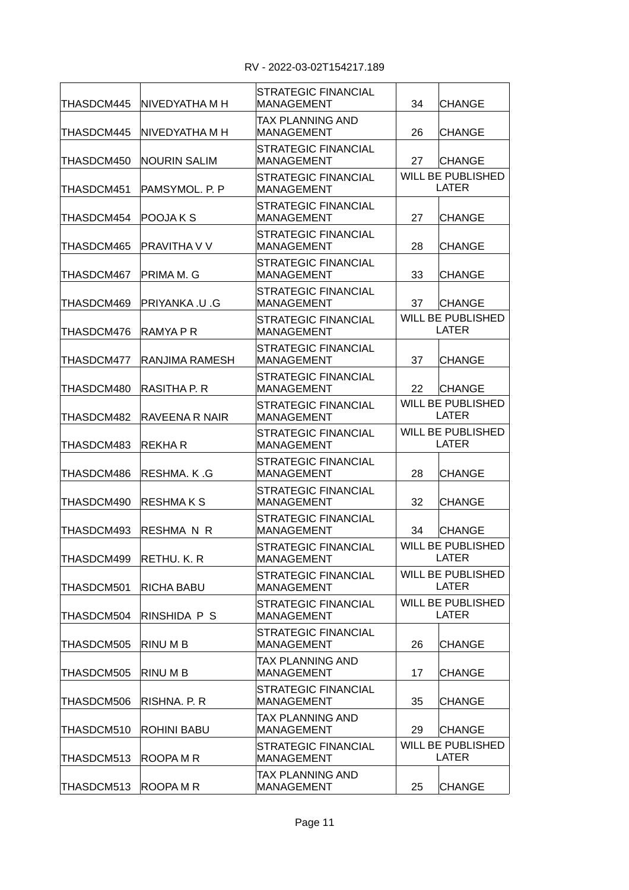RV - 2022-03-02T154217.189

| | | | | |
|---|---|---|---|---|
| THASDCM445 | NIVEDYATHA M H | STRATEGIC FINANCIAL MANAGEMENT | 34 | CHANGE |
| THASDCM445 | NIVEDYATHA M H | TAX PLANNING AND MANAGEMENT | 26 | CHANGE |
| THASDCM450 | NOURIN SALIM | STRATEGIC FINANCIAL MANAGEMENT | 27 | CHANGE |
| THASDCM451 | PAMSYMOL. P. P | STRATEGIC FINANCIAL MANAGEMENT | WILL BE PUBLISHED LATER | |
| THASDCM454 | POOJA K S | STRATEGIC FINANCIAL MANAGEMENT | 27 | CHANGE |
| THASDCM465 | PRAVITHA V V | STRATEGIC FINANCIAL MANAGEMENT | 28 | CHANGE |
| THASDCM467 | PRIMA M. G | STRATEGIC FINANCIAL MANAGEMENT | 33 | CHANGE |
| THASDCM469 | PRIYANKA .U .G | STRATEGIC FINANCIAL MANAGEMENT | 37 | CHANGE |
| THASDCM476 | RAMYA P R | STRATEGIC FINANCIAL MANAGEMENT | WILL BE PUBLISHED LATER | |
| THASDCM477 | RANJIMA RAMESH | STRATEGIC FINANCIAL MANAGEMENT | 37 | CHANGE |
| THASDCM480 | RASITHA P. R | STRATEGIC FINANCIAL MANAGEMENT | 22 | CHANGE |
| THASDCM482 | RAVEENA R NAIR | STRATEGIC FINANCIAL MANAGEMENT | WILL BE PUBLISHED LATER | |
| THASDCM483 | REKHA R | STRATEGIC FINANCIAL MANAGEMENT | WILL BE PUBLISHED LATER | |
| THASDCM486 | RESHMA. K .G | STRATEGIC FINANCIAL MANAGEMENT | 28 | CHANGE |
| THASDCM490 | RESHMA K S | STRATEGIC FINANCIAL MANAGEMENT | 32 | CHANGE |
| THASDCM493 | RESHMA N R | STRATEGIC FINANCIAL MANAGEMENT | 34 | CHANGE |
| THASDCM499 | RETHU. K. R | STRATEGIC FINANCIAL MANAGEMENT | WILL BE PUBLISHED LATER | |
| THASDCM501 | RICHA BABU | STRATEGIC FINANCIAL MANAGEMENT | WILL BE PUBLISHED LATER | |
| THASDCM504 | RINSHIDA P S | STRATEGIC FINANCIAL MANAGEMENT | WILL BE PUBLISHED LATER | |
| THASDCM505 | RINU M B | STRATEGIC FINANCIAL MANAGEMENT | 26 | CHANGE |
| THASDCM505 | RINU M B | TAX PLANNING AND MANAGEMENT | 17 | CHANGE |
| THASDCM506 | RISHNA. P. R | STRATEGIC FINANCIAL MANAGEMENT | 35 | CHANGE |
| THASDCM510 | ROHINI BABU | TAX PLANNING AND MANAGEMENT | 29 | CHANGE |
| THASDCM513 | ROOPA M R | STRATEGIC FINANCIAL MANAGEMENT | WILL BE PUBLISHED LATER | |
| THASDCM513 | ROOPA M R | TAX PLANNING AND MANAGEMENT | 25 | CHANGE |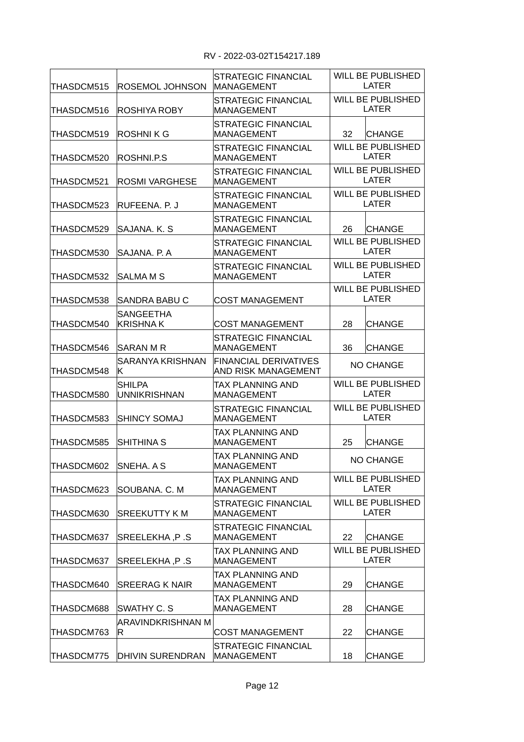| | | | | |
|---|---|---|---|---|
| THASDCM515 | ROSEMOL JOHNSON | STRATEGIC FINANCIAL MANAGEMENT | WILL BE PUBLISHED LATER | |
| THASDCM516 | ROSHIYA ROBY | STRATEGIC FINANCIAL MANAGEMENT | WILL BE PUBLISHED LATER | |
| THASDCM519 | ROSHNI K G | STRATEGIC FINANCIAL MANAGEMENT | 32 | CHANGE |
| THASDCM520 | ROSHNI.P.S | STRATEGIC FINANCIAL MANAGEMENT | WILL BE PUBLISHED LATER | |
| THASDCM521 | ROSMI VARGHESE | STRATEGIC FINANCIAL MANAGEMENT | WILL BE PUBLISHED LATER | |
| THASDCM523 | RUFEENA. P. J | STRATEGIC FINANCIAL MANAGEMENT | WILL BE PUBLISHED LATER | |
| THASDCM529 | SAJANA. K. S | STRATEGIC FINANCIAL MANAGEMENT | 26 | CHANGE |
| THASDCM530 | SAJANA. P. A | STRATEGIC FINANCIAL MANAGEMENT | WILL BE PUBLISHED LATER | |
| THASDCM532 | SALMA M S | STRATEGIC FINANCIAL MANAGEMENT | WILL BE PUBLISHED LATER | |
| THASDCM538 | SANDRA BABU C | COST MANAGEMENT | WILL BE PUBLISHED LATER | |
| THASDCM540 | SANGEETHA KRISHNA K | COST MANAGEMENT | 28 | CHANGE |
| THASDCM546 | SARAN M R | STRATEGIC FINANCIAL MANAGEMENT | 36 | CHANGE |
| THASDCM548 | SARANYA KRISHNAN K | FINANCIAL DERIVATIVES AND RISK MANAGEMENT | NO CHANGE | |
| THASDCM580 | SHILPA UNNIKRISHNAN | TAX PLANNING AND MANAGEMENT | WILL BE PUBLISHED LATER | |
| THASDCM583 | SHINCY SOMAJ | STRATEGIC FINANCIAL MANAGEMENT | WILL BE PUBLISHED LATER | |
| THASDCM585 | SHITHINA S | TAX PLANNING AND MANAGEMENT | 25 | CHANGE |
| THASDCM602 | SNEHA. A S | TAX PLANNING AND MANAGEMENT | NO CHANGE | |
| THASDCM623 | SOUBANA. C. M | TAX PLANNING AND MANAGEMENT | WILL BE PUBLISHED LATER | |
| THASDCM630 | SREEKUTTY K M | STRATEGIC FINANCIAL MANAGEMENT | WILL BE PUBLISHED LATER | |
| THASDCM637 | SREELEKHA ,P .S | STRATEGIC FINANCIAL MANAGEMENT | 22 | CHANGE |
| THASDCM637 | SREELEKHA ,P .S | TAX PLANNING AND MANAGEMENT | WILL BE PUBLISHED LATER | |
| THASDCM640 | SREERAG K NAIR | TAX PLANNING AND MANAGEMENT | 29 | CHANGE |
| THASDCM688 | SWATHY C. S | TAX PLANNING AND MANAGEMENT | 28 | CHANGE |
| THASDCM763 | ARAVINDKRISHNAN M R | COST MANAGEMENT | 22 | CHANGE |
| THASDCM775 | DHIVIN SURENDRAN | STRATEGIC FINANCIAL MANAGEMENT | 18 | CHANGE |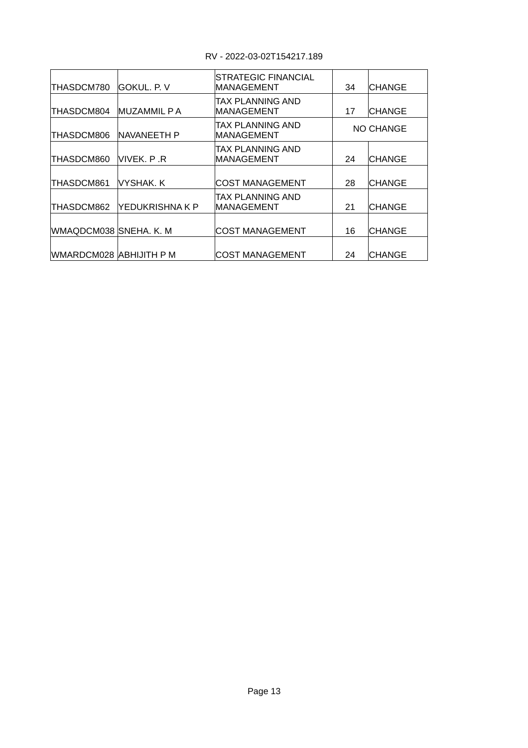RV - 2022-03-02T154217.189

| | | | | |
|---|---|---|---|---|
| THASDCM780 | GOKUL. P. V | STRATEGIC FINANCIAL MANAGEMENT | 34 | CHANGE |
| THASDCM804 | MUZAMMIL P A | TAX PLANNING AND MANAGEMENT | 17 | CHANGE |
| THASDCM806 | NAVANEETH P | TAX PLANNING AND MANAGEMENT | NO CHANGE | |
| THASDCM860 | VIVEK. P .R | TAX PLANNING AND MANAGEMENT | 24 | CHANGE |
| THASDCM861 | VYSHAK. K | COST MANAGEMENT | 28 | CHANGE |
| THASDCM862 | YEDUKRISHNA K P | TAX PLANNING AND MANAGEMENT | 21 | CHANGE |
| WMAQDCM038 | SNEHA. K. M | COST MANAGEMENT | 16 | CHANGE |
| WMARDCM028 | ABHIJITH P M | COST MANAGEMENT | 24 | CHANGE |